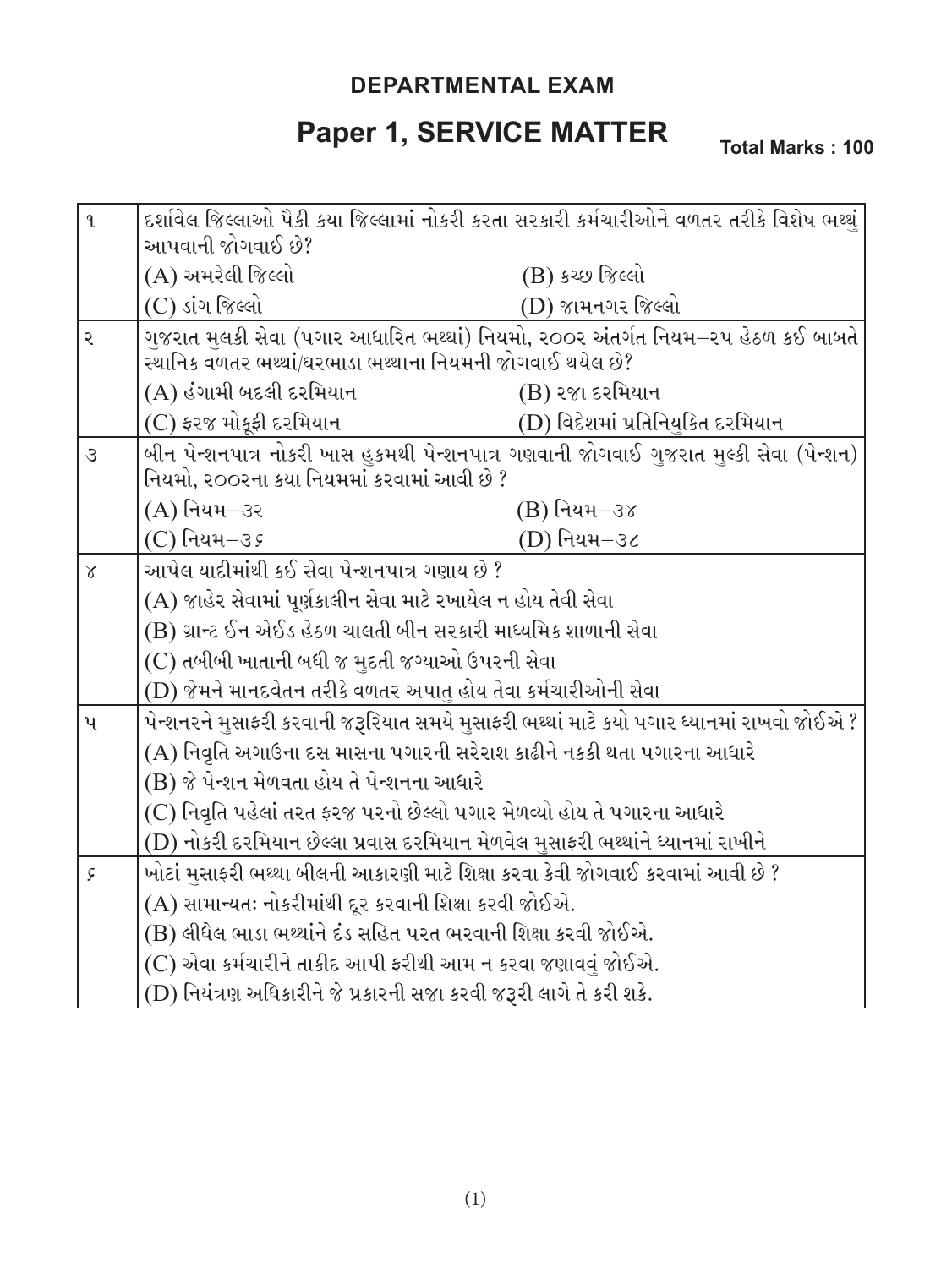**DEPARTMENTAL EXAM**

# Paper 1, SERVICE MATTER

**Total Marks : 100**

| | |
|---|---|
| ૧ | દર્શાવેલ જિલ્લાઓ પૈકી કયા જિલ્લામાં નોકરી કરતા સરકારી કર્મચારીઓને વળતર તરીકે વિશેષ ભથ્થું આપવાની જોગવાઈ છે?<br>(A) અમરેલી જિલ્લો (B) કચ્છ જિલ્લો<br>(C) ડાંગ જિલ્લો (D) જામનગર જિલ્લો |
| ૨ | ગુજરાત મુલકી સેવા (પગાર આધારિત ભથ્થાં) નિયમો, ૨૦૦૨ અંતર્ગત નિયમ–૨૫ હેઠળ કઈ બાબતે સ્થાનિક વળતર ભથ્થાં/ઘરભાડા ભથ્થાના નિયમની જોગવાઈ થયેલ છે?<br>(A) હંગામી બદલી દરમિયાન (B) રજા દરમિયાન<br>(C) ફરજ મોકૂફી દરમિયાન (D) વિદેશમાં પ્રતિનિયુક્તિ દરમિયાન |
| ૩ | બીન પેન્શનપાત્ર નોકરી ખાસ હુકમથી પેન્શનપાત્ર ગણવાની જોગવાઈ ગુજરાત મુલકી સેવા (પેન્શન) નિયમો, ૨૦૦૨ના કયા નિયમમાં કરવામાં આવી છે ?<br>(A) નિયમ–૩૨ (B) નિયમ–૩૪<br>(C) નિયમ–૩૬ (D) નિયમ–૩૮ |
| ૪ | આપેલ યાદીમાંથી કઈ સેવા પેન્શનપાત્ર ગણાય છે ?<br>(A) જાહેર સેવામાં પૂર્ણકાલીન સેવા માટે રખાયેલ ન હોય તેવી સેવા<br>(B) ગ્રાન્ટ ઈન એઈડ હેઠળ ચાલતી બીન સરકારી માધ્યમિક શાળાની સેવા<br>(C) તબીબી ખાતાની બધી જ મુદતી જગ્યાઓ ઉપરની સેવા<br>(D) જેમને માનદવેતન તરીકે વળતર અપાતુ હોય તેવા કર્મચારીઓની સેવા |
| ૫ | પેન્શનરને મુસાફરી કરવાની જરૂરિયાત સમયે મુસાફરી ભથ્થાં માટે કયો પગાર ધ્યાનમાં રાખવો જોઈએ ?<br>(A) નિવૃતિ અગાઉના દસ માસના પગારની સરેરાશ કાઢીને નકકી થતા પગારના આધારે<br>(B) જે પેન્શન મેળવતા હોય તે પેન્શનના આધારે<br>(C) નિવૃતિ પહેલાં તરત ફરજ પરનો છેલ્લો પગાર મેળવ્યો હોય તે પગારના આધારે<br>(D) નોકરી દરમિયાન છેલ્લા પ્રવાસ દરમિયાન મેળવેલ મુસાફરી ભથ્થાંને ધ્યાનમાં રાખીને |
| ૬ | ખોટાં મુસાફરી ભથ્થા બીલની આકારણી માટે શિક્ષા કરવા કેવી જોગવાઈ કરવામાં આવી છે ?<br>(A) સામાન્યતઃ નોકરીમાંથી દૂર કરવાની શિક્ષા કરવી જોઈએ.<br>(B) લીધેલ ભાડા ભથ્થાંને દંડ સહિત પરત ભરવાની શિક્ષા કરવી જોઈએ.<br>(C) એવા કર્મચારીને તાકીદ આપી ફરીથી આમ ન કરવા જણાવવું જોઈએ.<br>(D) નિયંત્રણ અધિકારીને જે પ્રકારની સજા કરવી જરૂરી લાગે તે કરી શકે. |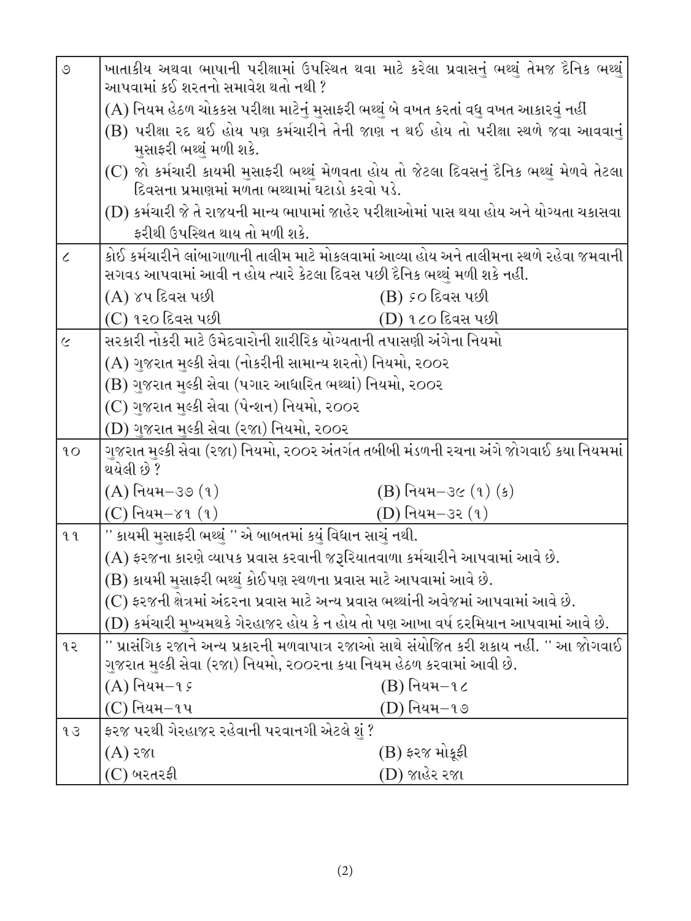| ૭ | ખાતાકીય અથવા ભાષાની પરીક્ષામાં ઉપસ્થિત થવા માટે કરેલા પ્રવાસનું ભથ્થું તેમજ દૈનિક ભથ્થું આપવામાં કઈ શરતનો સમાવેશ થતો નથી ? |
|---|---|
| | (A) નિયમ હેઠળ ચોક્કસ પરીક્ષા માટેનું મુસાફરી ભથ્થું બે વખત કરતાં વધુ વખત આકારવું નહીં |
| | (B) પરીક્ષા રદ થઈ હોય પણ કર્મચારીને તેની જાણ ન થઈ હોય તો પરીક્ષા સ્થળે જવા આવવાનું મુસાફરી ભથ્થું મળી શકે. |
| | (C) જો કર્મચારી કાયમી મુસાફરી ભથ્થું મેળવતા હોય તો જેટલા દિવસનું દૈનિક ભથ્થું મેળવે તેટલા દિવસના પ્રમાણમાં મળતા ભથ્થામાં ઘટાડો કરવો પડે. |
| | (D) કર્મચારી જે તે રાજયની માન્ય ભાષામાં જાહેર પરીક્ષાઓમાં પાસ થયા હોય અને યોગ્યતા ચકાસવા ફરીથી ઉપસ્થિત થાય તો મળી શકે. |
| ૮ | કોઈ કર્મચારીને લાંબાગાળાની તાલીમ માટે મોકલવામાં આવ્યા હોય અને તાલીમના સ્થળે રહેવા જમવાની સગવડ આપવામાં આવી ન હોય ત્યારે કેટલા દિવસ પછી દૈનિક ભથ્થું મળી શકે નહીં. |
| | (A) ૪૫ દિવસ પછી &nbsp;&nbsp;&nbsp; (B) ૬૦ દિવસ પછી |
| | (C) ૧૨૦ દિવસ પછી &nbsp;&nbsp;&nbsp; (D) ૧૮૦ દિવસ પછી |
| ૯ | સરકારી નોકરી માટે ઉમેદવારોની શારીરિક યોગ્યતાની તપાસણી અંગેના નિયમો |
| | (A) ગુજરાત મુલ્કી સેવા (નોકરીની સામાન્ય શરતો) નિયમો, ૨૦૦૨ |
| | (B) ગુજરાત મુલ્કી સેવા (પગાર આધારિત ભથ્થાં) નિયમો, ૨૦૦૨ |
| | (C) ગુજરાત મુલ્કી સેવા (પેન્શન) નિયમો, ૨૦૦૨ |
| | (D) ગુજરાત મુલ્કી સેવા (રજા) નિયમો, ૨૦૦૨ |
| ૧૦ | ગુજરાત મુલ્કી સેવા (રજા) નિયમો, ૨૦૦૨ અંતર્ગત તબીબી મંડળની રચના અંગે જોગવાઈ કયા નિયમમાં થયેલી છે ? |
| | (A) નિયમ–૩૭ (૧) &nbsp;&nbsp;&nbsp; (B) નિયમ–૩૯ (૧) (ક) |
| | (C) નિયમ–૪૧ (૧) &nbsp;&nbsp;&nbsp; (D) નિયમ–૩૨ (૧) |
| ૧૧ | " કાયમી મુસાફરી ભથ્થું " એ બાબતમાં કયું વિધાન સાચું નથી. |
| | (A) ફરજના કારણે વ્યાપક પ્રવાસ કરવાની જરૂરિયાતવાળા કર્મચારીને આપવામાં આવે છે. |
| | (B) કાયમી મુસાફરી ભથ્થું કોઈપણ સ્થળના પ્રવાસ માટે આપવામાં આવે છે. |
| | (C) ફરજની ક્ષેત્રમાં અંદરના પ્રવાસ માટે અન્ય પ્રવાસ ભથ્થાંની અવેજમાં આપવામાં આવે છે. |
| | (D) કર્મચારી મુખ્યમથકે ગેરહાજર હોય કે ન હોય તો પણ આખા વર્ષ દરમિયાન આપવામાં આવે છે. |
| ૧૨ | " પ્રાસંગિક રજાને અન્ય પ્રકારની મળવાપાત્ર રજાઓ સાથે સંયોજિત કરી શકાય નહીં. " આ જોગવાઈ ગુજરાત મુલ્કી સેવા (રજા) નિયમો, ૨૦૦૨ના કયા નિયમ હેઠળ કરવામાં આવી છે. |
| | (A) નિયમ–૧૬ &nbsp;&nbsp;&nbsp; (B) નિયમ–૧૮ |
| | (C) નિયમ–૧૫ &nbsp;&nbsp;&nbsp; (D) નિયમ–૧૭ |
| ૧૩ | ફરજ પરથી ગેરહાજર રહેવાની પરવાનગી એટલે શું ? |
| | (A) રજા &nbsp;&nbsp;&nbsp; (B) ફરજ મોકૂફી |
| | (C) બરતરફી &nbsp;&nbsp;&nbsp; (D) જાહેર રજા |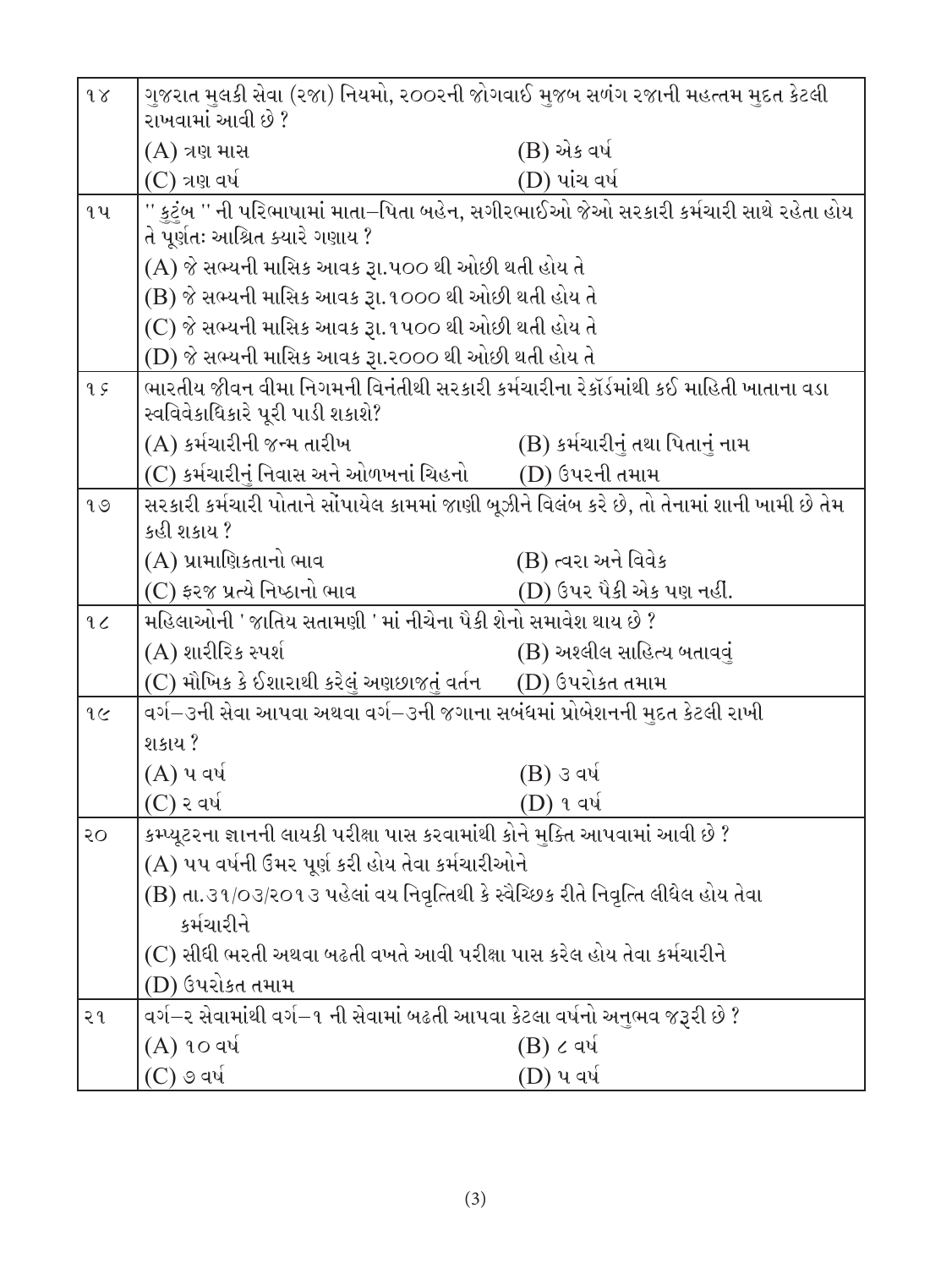| | | |
|---|---|---|
| ૧૪ | ગુજરાત મુલકી સેવા (રજા) નિયમો, ૨૦૦૨ની જોગવાઈ મુજબ સળંગ રજાની મહત્તમ મુદત કેટલી રાખવામાં આવી છે ? | |
| | (A) ત્રણ માસ | (B) એક વર્ષ |
| | (C) ત્રણ વર્ષ | (D) પાંચ વર્ષ |
| ૧૫ | " કુટુંબ " ની પરિભાષામાં માતા–પિતા બહેન, સગીરભાઈઓ જેઓ સરકારી કર્મચારી સાથે રહેતા હોય તે પૂર્ણતઃ આશ્રિત ક્યારે ગણાય ? | |
| | (A) જે સભ્યની માસિક આવક રૂ.૫૦૦ થી ઓછી થતી હોય તે | |
| | (B) જે સભ્યની માસિક આવક રૂ.૧૦૦૦ થી ઓછી થતી હોય તે | |
| | (C) જે સભ્યની માસિક આવક રૂ.૧૫૦૦ થી ઓછી થતી હોય તે | |
| | (D) જે સભ્યની માસિક આવક રૂ.૨૦૦૦ થી ઓછી થતી હોય તે | |
| ૧૬ | ભારતીય જીવન વીમા નિગમની વિનંતીથી સરકારી કર્મચારીના રેકૉર્ડમાંથી કઈ માહિતી ખાતાના વડા સ્વવિવેકાધિકારે પૂરી પાડી શકાશે? | |
| | (A) કર્મચારીની જન્મ તારીખ | (B) કર્મચારીનું તથા પિતાનું નામ |
| | (C) કર્મચારીનું નિવાસ અને ઓળખનાં ચિહ્નો | (D) ઉપરની તમામ |
| ૧૭ | સરકારી કર્મચારી પોતાને સોંપાયેલ કામમાં જાણી બૂઝીને વિલંબ કરે છે, તો તેનામાં શાની ખામી છે તેમ કહી શકાય ? | |
| | (A) પ્રામાણિકતાનો ભાવ | (B) ત્વરા અને વિવેક |
| | (C) ફરજ પ્રત્યે નિષ્ઠાનો ભાવ | (D) ઉપર પૈકી એક પણ નહીં. |
| ૧૮ | મહિલાઓની ' જાતિય સતામણી ' માં નીચેના પૈકી શેનો સમાવેશ થાય છે ? | |
| | (A) શારીરિક સ્પર્શ | (B) અશ્લીલ સાહિત્ય બતાવવું |
| | (C) મૌખિક કે ઈશારાથી કરેલું અણછાજતું વર્તન | (D) ઉપરોકત તમામ |
| ૧૯ | વર્ગ–૩ની સેવા આપવા અથવા વર્ગ–૩ની જગાના સબંધમાં પ્રોબેશનની મુદત કેટલી રાખી શકાય ? | |
| | (A) ૫ વર્ષ | (B) ૩ વર્ષ |
| | (C) ૨ વર્ષ | (D) ૧ વર્ષ |
| ૨૦ | કમ્પ્યૂટરના જ્ઞાનની લાયકી પરીક્ષા પાસ કરવામાંથી કોને મુક્તિ આપવામાં આવી છે ? | |
| | (A) ૫૫ વર્ષની ઉંમર પૂર્ણ કરી હોય તેવા કર્મચારીઓને | |
| | (B) તા.૩૧/૦૩/૨૦૧૩ પહેલાં વય નિવૃત્તિથી કે સ્વૈચ્છિક રીતે નિવૃત્તિ લીધેલ હોય તેવા કર્મચારીને | |
| | (C) સીધી ભરતી અથવા બઢતી વખતે આવી પરીક્ષા પાસ કરેલ હોય તેવા કર્મચારીને | |
| | (D) ઉપરોકત તમામ | |
| ૨૧ | વર્ગ–૨ સેવામાંથી વર્ગ–૧ ની સેવામાં બઢતી આપવા કેટલા વર્ષનો અનુભવ જરૂરી છે ? | |
| | (A) ૧૦ વર્ષ | (B) ૮ વર્ષ |
| | (C) ૭ વર્ષ | (D) ૫ વર્ષ |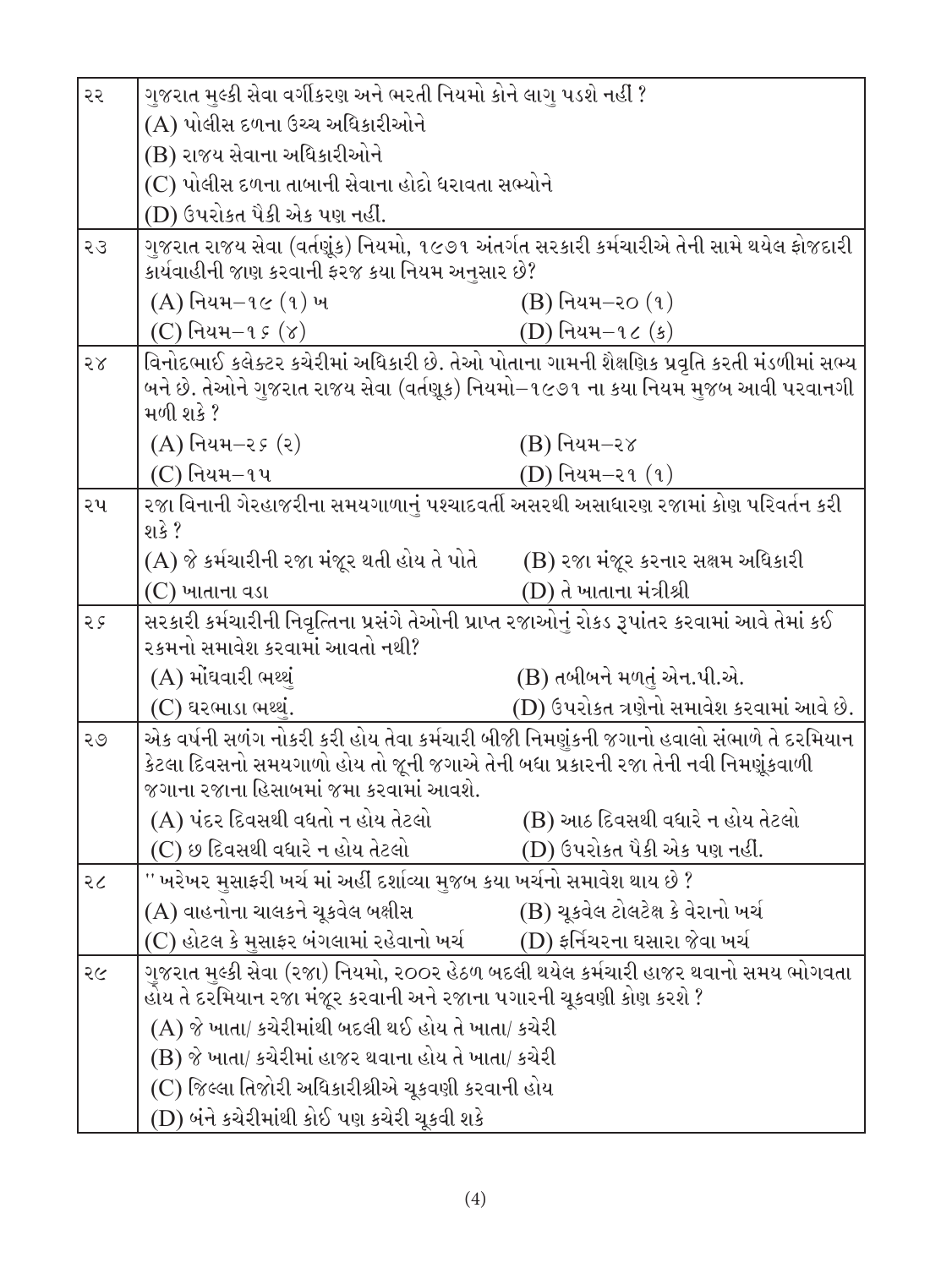| | |
|---|---|
| ૨૨ | ગુજરાત મુલ્કી સેવા વર્ગીકરણ અને ભરતી નિયમો કોને લાગુ પડશે નહીં ?<br>(A) પોલીસ દળના ઉચ્ચ અધિકારીઓને<br>(B) રાજય સેવાના અધિકારીઓને<br>(C) પોલીસ દળના તાબાની સેવાના હોદો ધરાવતા સભ્યોને<br>(D) ઉપરોકત પૈકી એક પણ નહીં. |
| ૨૩ | ગુજરાત રાજય સેવા (વર્તણૂંક) નિયમો, ૧૯૭૧ અંતર્ગત સરકારી કર્મચારીએ તેની સામે થયેલ ફોજદારી કાર્યવાહીની જાણ કરવાની ફરજ કયા નિયમ અનુસાર છે?<br>(A) નિયમ–૧૯ (૧) ખ (B) નિયમ–૨૦ (૧)<br>(C) નિયમ–૧૬ (૪) (D) નિયમ–૧૮ (૬) |
| ૨૪ | વિનોદભાઈ કલેક્ટર કચેરીમાં અધિકારી છે. તેઓ પોતાના ગામની શૈક્ષણિક પ્રવૃતિ કરતી મંડળીમાં સભ્ય બને છે. તેઓને ગુજરાત રાજય સેવા (વર્તણૂક) નિયમો–૧૯૭૧ ના કયા નિયમ મુજબ આવી પરવાનગી મળી શકે ?<br>(A) નિયમ–૨૬ (૨) (B) નિયમ–૨૪<br>(C) નિયમ–૧૫ (D) નિયમ–૨૧ (૧) |
| ૨૫ | રજા વિનાની ગેરહાજરીના સમયગાળાનું પશ્ચાદવર્તી અસરથી અસાધારણ રજામાં કોણ પરિવર્તન કરી શકે ?<br>(A) જે કર્મચારીની રજા મંજૂર થતી હોય તે પોતે (B) રજા મંજૂર કરનાર સક્ષમ અધિકારી<br>(C) ખાતાના વડા (D) તે ખાતાના મંત્રીશ્રી |
| ૨૬ | સરકારી કર્મચારીની નિવૃત્તિના પ્રસંગે તેઓની પ્રાપ્ત રજાઓનું રોકડ રૂપાંતર કરવામાં આવે તેમાં કઈ રકમનો સમાવેશ કરવામાં આવતો નથી?<br>(A) મોંઘવારી ભથ્થું (B) તબીબને મળતું એન.પી.એ.<br>(C) ઘરભાડા ભથ્થું. (D) ઉપરોકત ત્રણેનો સમાવેશ કરવામાં આવે છે. |
| ૨૭ | એક વર્ષની સળંગ નોકરી કરી હોય તેવા કર્મચારી બીજી નિમણુંકની જગાનો હવાલો સંભાળે તે દરમિયાન કેટલા દિવસનો સમયગાળો હોય તો જૂની જગાએ તેની બધા પ્રકારની રજા તેની નવી નિમણૂંકવાળી જગાના રજાના હિસાબમાં જમા કરવામાં આવશે.<br>(A) પંદર દિવસથી વધતો ન હોય તેટલો (B) આઠ દિવસથી વધારે ન હોય તેટલો<br>(C) છ દિવસથી વધારે ન હોય તેટલો (D) ઉપરોકત પૈકી એક પણ નહીં. |
| ૨૮ | " ખરેખર મુસાફરી ખર્ચ માં અહીં દર્શાવ્યા મુજબ કયા ખર્ચનો સમાવેશ થાય છે ?<br>(A) વાહનોના ચાલકને ચૂકવેલ બક્ષીસ (B) ચૂકવેલ ટોલટેક્ષ કે વેરાનો ખર્ચ<br>(C) હોટલ કે મુસાફર બંગલામાં રહેવાનો ખર્ચ (D) ફર્નિચરના ઘસારા જેવા ખર્ચ |
| ૨૯ | ગુજરાત મુલ્કી સેવા (રજા) નિયમો, ૨૦૦૨ હેઠળ બદલી થયેલ કર્મચારી હાજર થવાનો સમય ભોગવતા હોય તે દરમિયાન રજા મંજૂર કરવાની અને રજાના પગારની ચૂકવણી કોણ કરશે ?<br>(A) જે ખાતા/ કચેરીમાંથી બદલી થઈ હોય તે ખાતા/ કચેરી<br>(B) જે ખાતા/ કચેરીમાં હાજર થવાના હોય તે ખાતા/ કચેરી<br>(C) જિલ્લા તિજોરી અધિકારીશ્રીએ ચૂકવણી કરવાની હોય<br>(D) બંને કચેરીમાંથી કોઈ પણ કચેરી ચૂકવી શકે |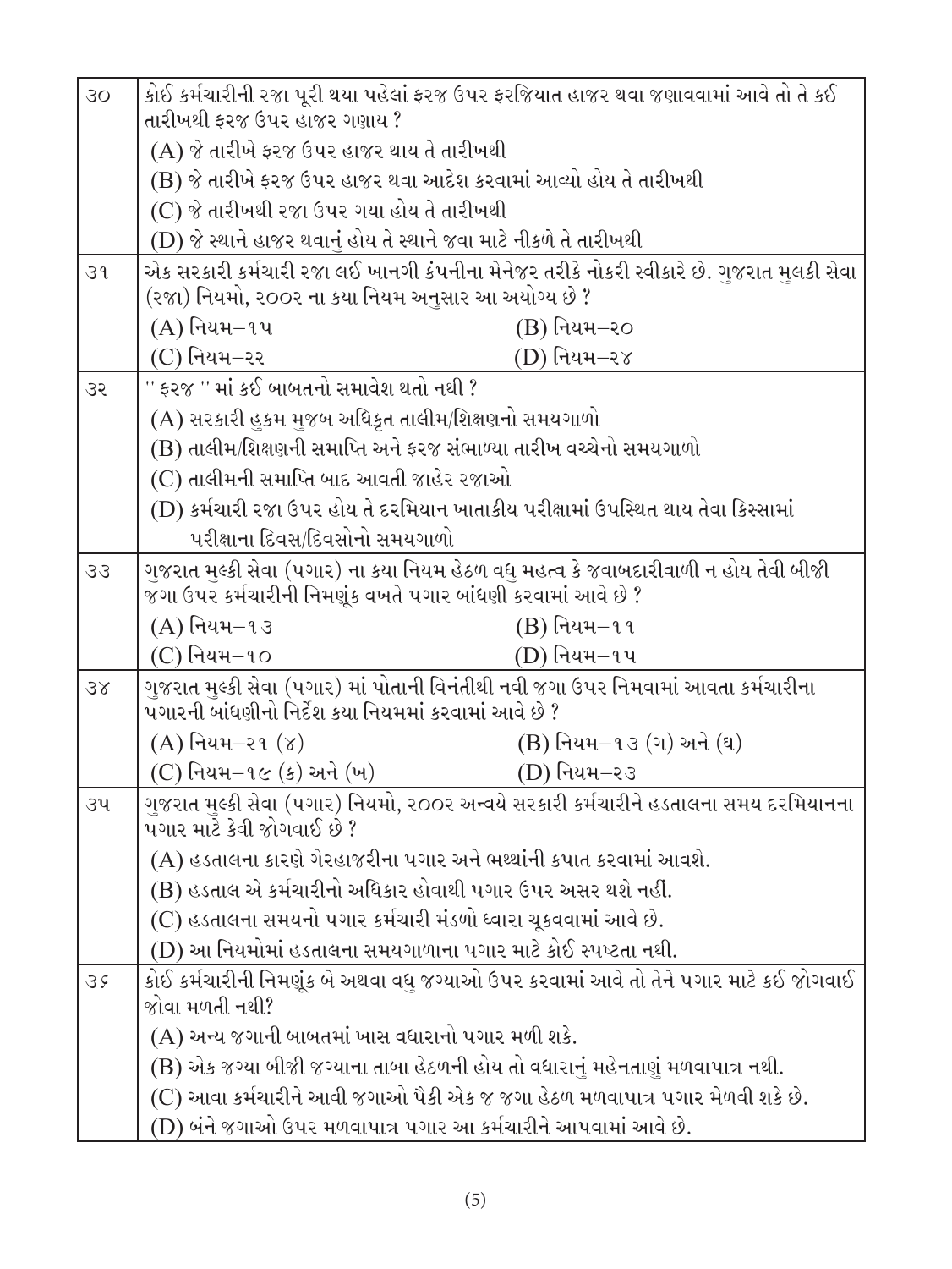| ૩૦ | કોઈ કર્મચારીની રજા પૂરી થયા પહેલાં ફરજ ઉપર ફરજિયાત હાજર થવા જણાવવામાં આવે તો તે કઈ તારીખથી ફરજ ઉપર હાજર ગણાય ?<br>(A) જે તારીખે ફરજ ઉપર હાજર થાય તે તારીખથી<br>(B) જે તારીખે ફરજ ઉપર હાજર થવા આદેશ કરવામાં આવ્યો હોય તે તારીખથી<br>(C) જે તારીખથી રજા ઉપર ગયા હોય તે તારીખથી<br>(D) જે સ્થાને હાજર થવાનું હોય તે સ્થાને જવા માટે નીકળે તે તારીખથી |
|---|---|
| ૩૧ | એક સરકારી કર્મચારી રજા લઈ ખાનગી કંપનીના મેનેજર તરીકે નોકરી સ્વીકારે છે. ગુજરાત મુલકી સેવા (રજા) નિયમો, ૨૦૦૨ ના કયા નિયમ અનુસાર આ અયોગ્ય છે ?<br>(A) નિયમ–૧૫ (B) નિયમ–૨૦<br>(C) નિયમ–૨૨ (D) નિયમ–૨૪ |
| ૩૨ | " ફરજ " માં કઈ બાબતનો સમાવેશ થતો નથી ?<br>(A) સરકારી હુકમ મુજબ અધિકૃત તાલીમ/શિક્ષણનો સમયગાળો<br>(B) તાલીમ/શિક્ષણની સમાપ્તિ અને ફરજ સંભાળ્યા તારીખ વચ્ચેનો સમયગાળો<br>(C) તાલીમની સમાપ્તિ બાદ આવતી જાહેર રજાઓ<br>(D) કર્મચારી રજા ઉપર હોય તે દરમિયાન ખાતાકીય પરીક્ષામાં ઉપસ્થિત થાય તેવા કિસ્સામાં પરીક્ષાના દિવસ/દિવસોનો સમયગાળો |
| ૩૩ | ગુજરાત મુલ્કી સેવા (પગાર) ના કયા નિયમ હેઠળ વધુ મહત્વ કે જવાબદારીવાળી ન હોય તેવી બીજી જગા ઉપર કર્મચારીની નિમણૂંક વખતે પગાર બાંધણી કરવામાં આવે છે ?<br>(A) નિયમ–૧૩ (B) નિયમ–૧૧<br>(C) નિયમ–૧૦ (D) નિયમ–૧૫ |
| ૩૪ | ગુજરાત મુલ્કી સેવા (પગાર) માં પોતાની વિનંતીથી નવી જગા ઉપર નિમવામાં આવતા કર્મચારીના પગારની બાંધણીનો નિર્દેશ કયા નિયમમાં કરવામાં આવે છે ?<br>(A) નિયમ–૨૧ (૪) (B) નિયમ–૧૩ (ગ) અને (ઘ)<br>(C) નિયમ–૧૯ (ક) અને (ખ) (D) નિયમ–૨૩ |
| ૩૫ | ગુજરાત મુલ્કી સેવા (પગાર) નિયમો, ૨૦૦૨ અન્વયે સરકારી કર્મચારીને હડતાલના સમય દરમિયાનના પગાર માટે કેવી જોગવાઈ છે ?<br>(A) હડતાલના કારણે ગેરહાજરીના પગાર અને ભથ્થાંની કપાત કરવામાં આવશે.<br>(B) હડતાલ એ કર્મચારીનો અધિકાર હોવાથી પગાર ઉપર અસર થશે નહીં.<br>(C) હડતાલના સમયનો પગાર કર્મચારી મંડળો ધ્વારા ચૂકવવામાં આવે છે.<br>(D) આ નિયમોમાં હડતાલના સમયગાળાના પગાર માટે કોઈ સ્પષ્ટતા નથી. |
| ૩૬ | કોઈ કર્મચારીની નિમણૂંક બે અથવા વધુ જગ્યાઓ ઉપર કરવામાં આવે તો તેને પગાર માટે કઈ જોગવાઈ જોવા મળતી નથી?<br>(A) અન્ય જગાની બાબતમાં ખાસ વધારાનો પગાર મળી શકે.<br>(B) એક જગ્યા બીજી જગ્યાના તાબા હેઠળની હોય તો વધારાનું મહેનતાણું મળવાપાત્ર નથી.<br>(C) આવા કર્મચારીને આવી જગાઓ પૈકી એક જ જગા હેઠળ મળવાપાત્ર પગાર મેળવી શકે છે.<br>(D) બંને જગાઓ ઉપર મળવાપાત્ર પગાર આ કર્મચારીને આપવામાં આવે છે. |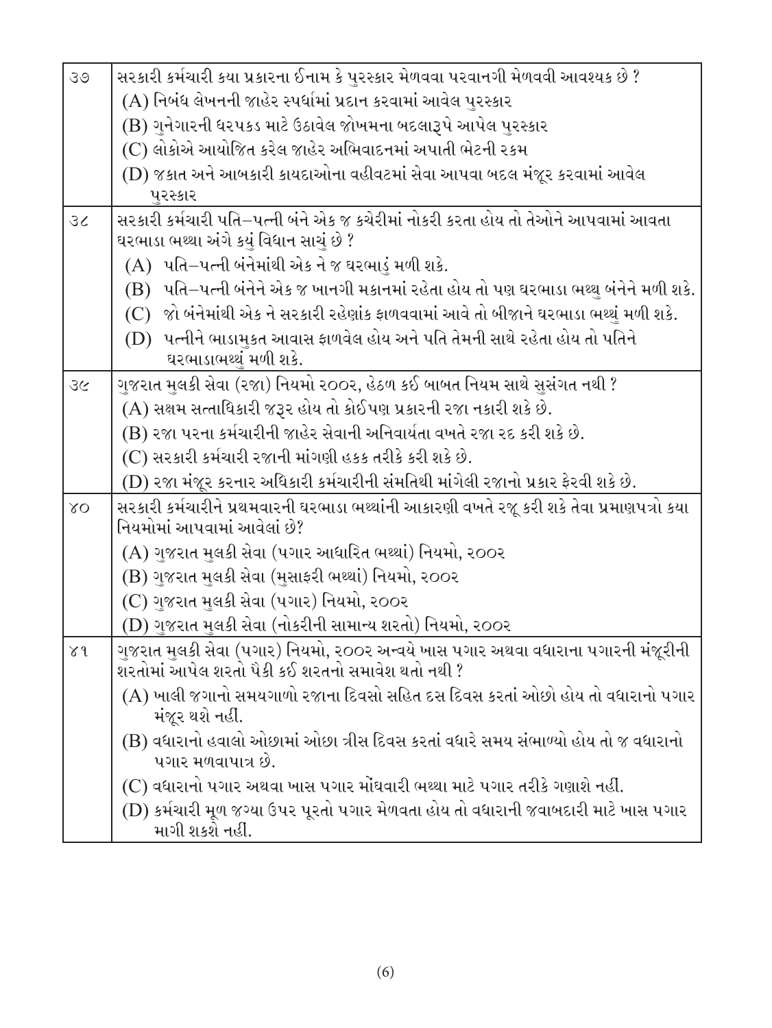| | |
|---|---|
| ૩૭ | સરકારી કર્મચારી કયા પ્રકારના ઈનામ કે પુરસ્કાર મેળવવા પરવાનગી મેળવવી આવશ્યક છે ?<br>(A) નિબંધ લેખનની જાહેર સ્પર્ધામાં પ્રદાન કરવામાં આવેલ પુરસ્કાર<br>(B) ગુનેગારની ધરપકડ માટે ઉઠાવેલ જોખમના બદલારૂપે આપેલ પુરસ્કાર<br>(C) લોકોએ આયોજિત કરેલ જાહેર અભિવાદનમાં અપાતી ભેટની રકમ<br>(D) જકાત અને આબકારી કાયદાઓના વહીવટમાં સેવા આપવા બદલ મંજૂર કરવામાં આવેલ પુરસ્કાર |
| ૩૮ | સરકારી કર્મચારી પતિ–પત્ની બંને એક જ કચેરીમાં નોકરી કરતા હોય તો તેઓને આપવામાં આવતા ઘરભાડા ભથ્થા અંગે કયું વિધાન સાચું છે ?<br>(A) પતિ–પત્ની બંનેમાંથી એક ને જ ઘરભાડું મળી શકે.<br>(B) પતિ–પત્ની બંનેને એક જ ખાનગી મકાનમાં રહેતા હોય તો પણ ઘરભાડા ભથ્થુ બંનેને મળી શકે.<br>(C) જો બંનેમાંથી એક ને સરકારી રહેણાંક ફાળવવામાં આવે તો બીજાને ઘરભાડા ભથ્થું મળી શકે.<br>(D) પત્નીને ભાડામુકત આવાસ ફાળવેલ હોય અને પતિ તેમની સાથે રહેતા હોય તો પતિને ઘરભાડાભથ્થું મળી શકે. |
| ૩૯ | ગુજરાત મુલકી સેવા (રજા) નિયમો ૨૦૦૨, હેઠળ કઈ બાબત નિયમ સાથે સુસંગત નથી ?<br>(A) સક્ષમ સત્તાધિકારી જરૂર હોય તો કોઈપણ પ્રકારની રજા નકારી શકે છે.<br>(B) રજા પરના કર્મચારીની જાહેર સેવાની અનિવાર્યતા વખતે રજા રદ કરી શકે છે.<br>(C) સરકારી કર્મચારી રજાની માંગણી હકક તરીકે કરી શકે છે.<br>(D) રજા મંજૂર કરનાર અધિકારી કર્મચારીની સંમતિથી માંગેલી રજાનો પ્રકાર ફેરવી શકે છે. |
| ૪૦ | સરકારી કર્મચારીને પ્રથમવારની ઘરભાડા ભથ્થાંની આકારણી વખતે રજૂ કરી શકે તેવા પ્રમાણપત્રો કયા નિયમોમાં આપવામાં આવેલાં છે?<br>(A) ગુજરાત મુલકી સેવા (પગાર આધારિત ભથ્થાં) નિયમો, ૨૦૦૨<br>(B) ગુજરાત મુલકી સેવા (મુસાફરી ભથ્થાં) નિયમો, ૨૦૦૨<br>(C) ગુજરાત મુલકી સેવા (પગાર) નિયમો, ૨૦૦૨<br>(D) ગુજરાત મુલકી સેવા (નોકરીની સામાન્ય શરતો) નિયમો, ૨૦૦૨ |
| ૪૧ | ગુજરાત મુલકી સેવા (પગાર) નિયમો, ૨૦૦૨ અન્વયે ખાસ પગાર અથવા વધારાના પગારની મંજૂરીની શરતોમાં આપેલ શરતો પૈકી કઈ શરતનો સમાવેશ થતો નથી ?<br>(A) ખાલી જગાનો સમયગાળો રજાના દિવસો સહિત દસ દિવસ કરતાં ઓછો હોય તો વધારાનો પગાર મંજૂર થશે નહીં.<br>(B) વધારાનો હવાલો ઓછામાં ઓછા ત્રીસ દિવસ કરતાં વધારે સમય સંભાળ્યો હોય તો જ વધારાનો પગાર મળવાપાત્ર છે.<br>(C) વધારાનો પગાર અથવા ખાસ પગાર મોંઘવારી ભથ્થા માટે પગાર તરીકે ગણાશે નહીં.<br>(D) કર્મચારી મૂળ જગ્યા ઉપર પૂરતો પગાર મેળવતા હોય તો વધારાની જવાબદારી માટે ખાસ પગાર માગી શકશે નહીં. |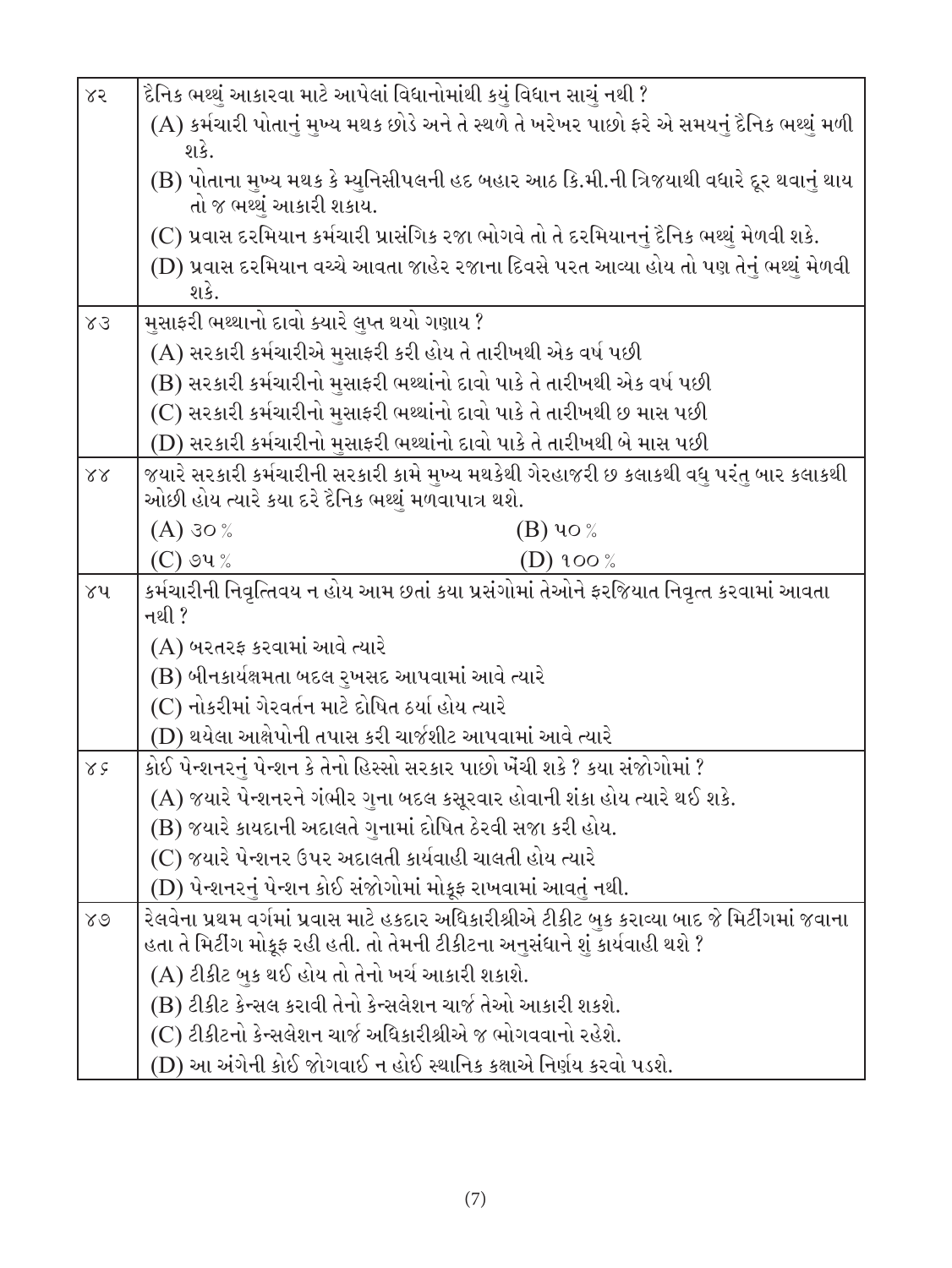| | |
|---|---|
| ૪૨ | દૈનિક ભથ્થું આકારવા માટે આપેલાં વિધાનોમાંથી કયું વિધાન સાચું નથી ?<br>(A) કર્મચારી પોતાનું મુખ્ય મથક છોડે અને તે સ્થળે તે ખરેખર પાછો ફરે એ સમયનું દૈનિક ભથ્થું મળી શકે.<br>(B) પોતાના મુખ્ય મથક કે મ્યુનિસીપલની હદ બહાર આઠ કિ.મી.ની ત્રિજયાથી વધારે દૂર થવાનું થાય તો જ ભથ્થું આકારી શકાય.<br>(C) પ્રવાસ દરમિયાન કર્મચારી પ્રાસંગિક રજા ભોગવે તો તે દરમિયાનનું દૈનિક ભથ્થું મેળવી શકે.<br>(D) પ્રવાસ દરમિયાન વચ્ચે આવતા જાહેર રજાના દિવસે પરત આવ્યા હોય તો પણ તેનું ભથ્થું મેળવી શકે. |
| ૪૩ | મુસાફરી ભથ્થાનો દાવો ક્યારે લુપ્ત થયો ગણાય ?<br>(A) સરકારી કર્મચારીએ મુસાફરી કરી હોય તે તારીખથી એક વર્ષ પછી<br>(B) સરકારી કર્મચારીનો મુસાફરી ભથ્થાંનો દાવો પાકે તે તારીખથી એક વર્ષ પછી<br>(C) સરકારી કર્મચારીનો મુસાફરી ભથ્થાંનો દાવો પાકે તે તારીખથી છ માસ પછી<br>(D) સરકારી કર્મચારીનો મુસાફરી ભથ્થાંનો દાવો પાકે તે તારીખથી બે માસ પછી |
| ૪૪ | જયારે સરકારી કર્મચારીની સરકારી કામે મુખ્ય મથકેથી ગેરહાજરી છ કલાકથી વધુ પરંતુ બાર કલાકથી ઓછી હોય ત્યારે કયા દરે દૈનિક ભથ્થું મળવાપાત્ર થશે.<br>(A) ૩૦ %  (B) ૫૦ %<br>(C) ૭૫ %  (D) ૧૦૦ % |
| ૪૫ | કર્મચારીની નિવૃત્તિવય ન હોય આમ છતાં કયા પ્રસંગોમાં તેઓને ફરજિયાત નિવૃત્ત કરવામાં આવતા નથી ?<br>(A) બરતરફ કરવામાં આવે ત્યારે<br>(B) બીનકાર્યક્ષમતા બદલ રુખસદ આપવામાં આવે ત્યારે<br>(C) નોકરીમાં ગેરવર્તન માટે દોષિત ઠર્યા હોય ત્યારે<br>(D) થયેલા આક્ષેપોની તપાસ કરી ચાર્જશીટ આપવામાં આવે ત્યારે |
| ૪૬ | કોઈ પેન્શનરનું પેન્શન કે તેનો હિસ્સો સરકાર પાછો ખેંચી શકે ? કયા સંજોગોમાં ?<br>(A) જયારે પેન્શનરને ગંભીર ગુના બદલ કસૂરવાર હોવાની શંકા હોય ત્યારે થઈ શકે.<br>(B) જયારે કાયદાની અદાલતે ગુનામાં દોષિત ઠેરવી સજા કરી હોય.<br>(C) જયારે પેન્શનર ઉપર અદાલતી કાર્યવાહી ચાલતી હોય ત્યારે<br>(D) પેન્શનરનું પેન્શન કોઈ સંજોગોમાં મોકૂફ રાખવામાં આવતું નથી. |
| ૪૭ | રેલવેના પ્રથમ વર્ગમાં પ્રવાસ માટે હકદાર અધિકારીશ્રીએ ટીકીટ બુક કરાવ્યા બાદ જે મિટીંગમાં જવાના હતા તે મિટીંગ મોકૂફ રહી હતી. તો તેમની ટીકીટના અનુસંધાને શું કાર્યવાહી થશે ?<br>(A) ટીકીટ બુક થઈ હોય તો તેનો ખર્ચ આકારી શકાશે.<br>(B) ટીકીટ કેન્સલ કરાવી તેનો કેન્સલેશન ચાર્જ તેઓ આકારી શકશે.<br>(C) ટીકીટનો કેન્સલેશન ચાર્જ અધિકારીશ્રીએ જ ભોગવવાનો રહેશે.<br>(D) આ અંગેની કોઈ જોગવાઈ ન હોઈ સ્થાનિક કક્ષાએ નિર્ણય કરવો પડશે. |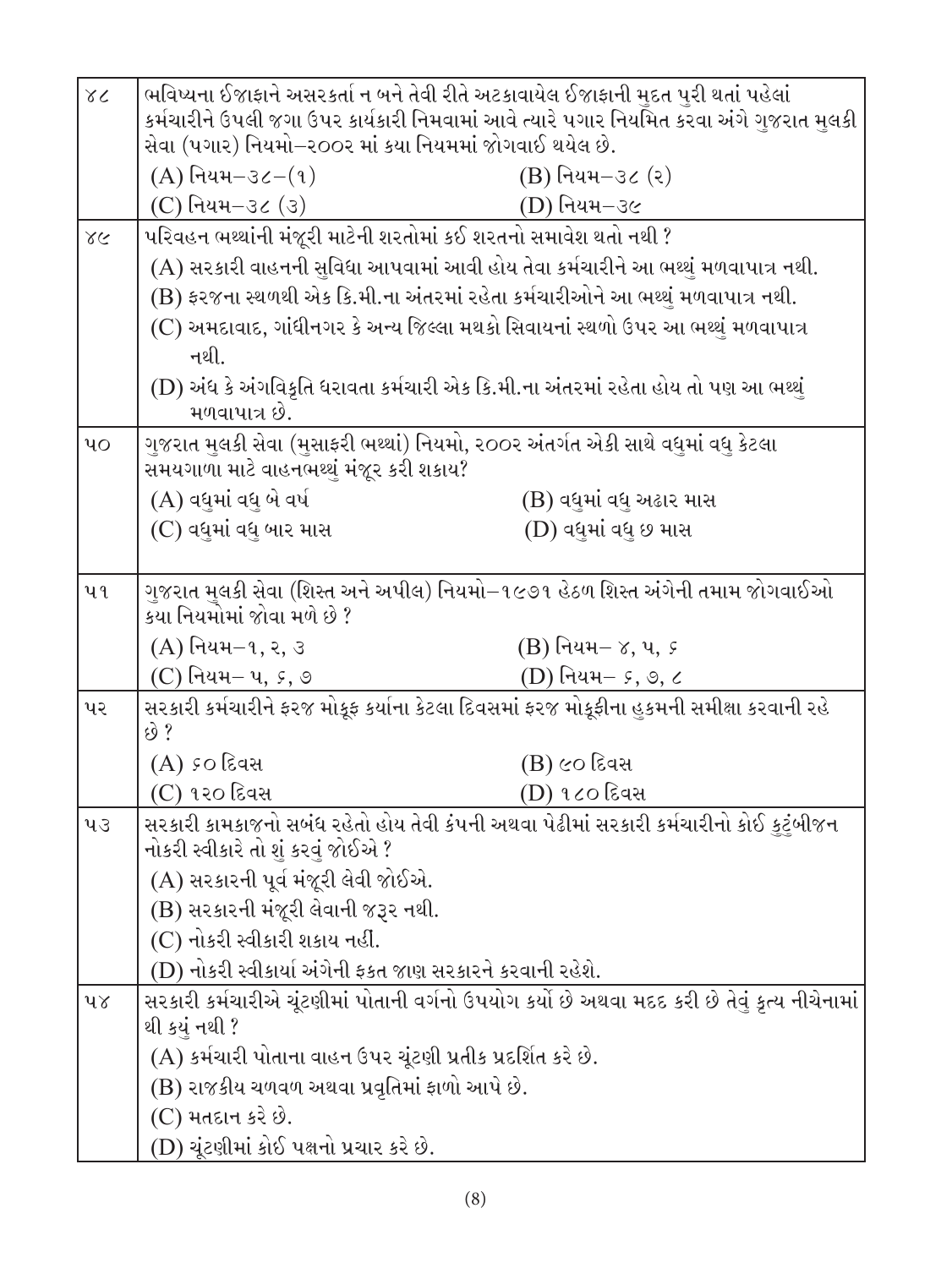| | |
|---|---|
| ૪૮ | ભવિષ્યના ઈજાફાને અસરકર્તા ન બને તેવી રીતે અટકાવાયેલ ઈજાફાની મુદત પુરી થતાં પહેલાં કર્મચારીને ઉપલી જગા ઉપર કાર્યકારી નિમવામાં આવે ત્યારે પગાર નિયમિત કરવા અંગે ગુજરાત મુલકી સેવા (પગાર) નિયમો–૨૦૦૨ માં કયા નિયમમાં જોગવાઈ થયેલ છે.<br>(A) નિયમ–૩૮–(૧) (B) નિયમ–૩૮ (૨)<br>(C) નિયમ–૩૮ (૩) (D) નિયમ–૩૯ |
| ૪૯ | પરિવહન ભથ્થાંની મંજૂરી માટેની શરતોમાં કઈ શરતનો સમાવેશ થતો નથી ?<br>(A) સરકારી વાહનની સુવિધા આપવામાં આવી હોય તેવા કર્મચારીને આ ભથ્થું મળવાપાત્ર નથી.<br>(B) ફરજના સ્થળથી એક કિ.મી.ના અંતરમાં રહેતા કર્મચારીઓને આ ભથ્થું મળવાપાત્ર નથી.<br>(C) અમદાવાદ, ગાંધીનગર કે અન્ય જિલ્લા મથકો સિવાયનાં સ્થળો ઉપર આ ભથ્થું મળવાપાત્ર નથી.<br>(D) અંધ કે અંગવિકૃતિ ધરાવતા કર્મચારી એક કિ.મી.ના અંતરમાં રહેતા હોય તો પણ આ ભથ્થું મળવાપાત્ર છે. |
| ૫૦ | ગુજરાત મુલકી સેવા (મુસાફરી ભથ્થાં) નિયમો, ૨૦૦૨ અંતર્ગત એકી સાથે વધુમાં વધુ કેટલા સમયગાળા માટે વાહનભથ્થું મંજૂર કરી શકાય?<br>(A) વધુમાં વધુ બે વર્ષ (B) વધુમાં વધુ અઢાર માસ<br>(C) વધુમાં વધુ બાર માસ (D) વધુમાં વધુ છ માસ |
| ૫૧ | ગુજરાત મુલકી સેવા (શિસ્ત અને અપીલ) નિયમો–૧૯૭૧ હેઠળ શિસ્ત અંગેની તમામ જોગવાઈઓ કયા નિયમોમાં જોવા મળે છે ?<br>(A) નિયમ–૧, ૨, ૩ (B) નિયમ– ૪, ૫, ૬<br>(C) નિયમ– ૫, ૬, ૭ (D) નિયમ– ૬, ૭, ૮ |
| ૫૨ | સરકારી કર્મચારીને ફરજ મોકૂફ કર્યાના કેટલા દિવસમાં ફરજ મોકૂફીના હુકમની સમીક્ષા કરવાની રહે છે ?<br>(A) ૬૦ દિવસ (B) ૯૦ દિવસ<br>(C) ૧૨૦ દિવસ (D) ૧૮૦ દિવસ |
| ૫૩ | સરકારી કામકાજનો સબંધ રહેતો હોય તેવી કંપની અથવા પેઢીમાં સરકારી કર્મચારીનો કોઈ કુટુંબીજન નોકરી સ્વીકારે તો શું કરવું જોઈએ ?<br>(A) સરકારની પૂર્વ મંજૂરી લેવી જોઈએ.<br>(B) સરકારની મંજૂરી લેવાની જરૂર નથી.<br>(C) નોકરી સ્વીકારી શકાય નહીં.<br>(D) નોકરી સ્વીકાર્યા અંગેની ફક્ત જાણ સરકારને કરવાની રહેશે. |
| ૫૪ | સરકારી કર્મચારીએ ચૂંટણીમાં પોતાની વગનો ઉપયોગ કર્યો છે અથવા મદદ કરી છે તેવું કૃત્ય નીચેનામાં થી કયું નથી ?<br>(A) કર્મચારી પોતાના વાહન ઉપર ચૂંટણી પ્રતીક પ્રદર્શિત કરે છે.<br>(B) રાજકીય ચળવળ અથવા પ્રવૃત્તિમાં ફાળો આપે છે.<br>(C) મતદાન કરે છે.<br>(D) ચૂંટણીમાં કોઈ પક્ષનો પ્રચાર કરે છે. |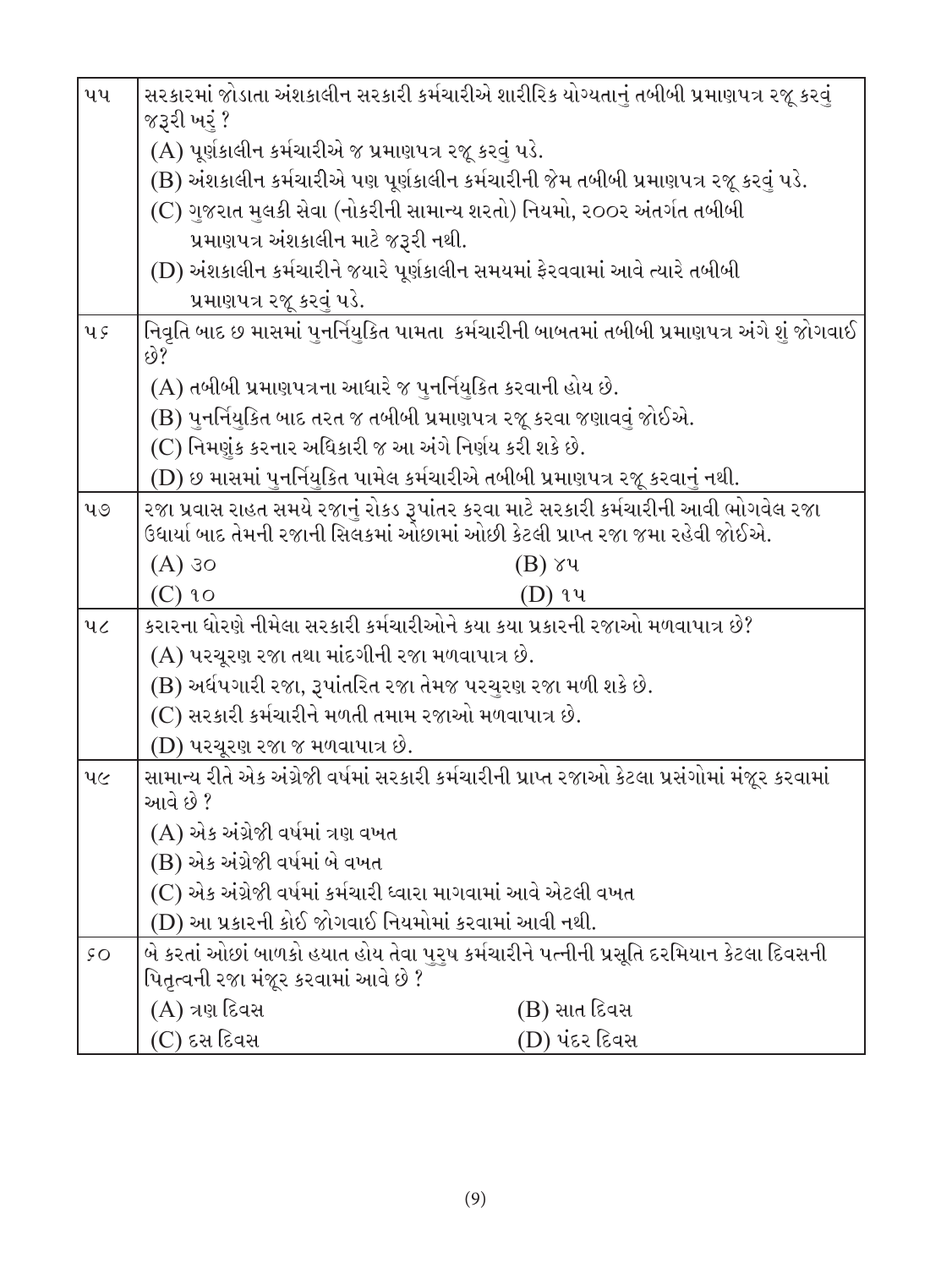| ૫૫ | સરકારમાં જોડાતા અંશકાલીન સરકારી કર્મચારીએ શારીરિક યોગ્યતાનું તબીબી પ્રમાણપત્ર રજૂ કરવું જરૂરી ખરું ?<br>(A) પૂર્ણકાલીન કર્મચારીએ જ પ્રમાણપત્ર રજૂ કરવું પડે.<br>(B) અંશકાલીન કર્મચારીએ પણ પૂર્ણકાલીન કર્મચારીની જેમ તબીબી પ્રમાણપત્ર રજૂ કરવું પડે.<br>(C) ગુજરાત મુલકી સેવા (નોકરીની સામાન્ય શરતો) નિયમો, ૨૦૦૨ અંતર્ગત તબીબી પ્રમાણપત્ર અંશકાલીન માટે જરૂરી નથી.<br>(D) અંશકાલીન કર્મચારીને જયારે પૂર્ણકાલીન સમયમાં ફેરવવામાં આવે ત્યારે તબીબી પ્રમાણપત્ર રજૂ કરવું પડે. |
|---|---|
| ૫૬ | નિવૃતિ બાદ છ માસમાં પુનર્નિયુકિત પામતા કર્મચારીની બાબતમાં તબીબી પ્રમાણપત્ર અંગે શું જોગવાઈ છે?<br>(A) તબીબી પ્રમાણપત્રના આધારે જ પુનર્નિયુકિત કરવાની હોય છે.<br>(B) પુનર્નિયુકિત બાદ તરત જ તબીબી પ્રમાણપત્ર રજૂ કરવા જણાવવું જોઈએ.<br>(C) નિમણુંક કરનાર અધિકારી જ આ અંગે નિર્ણય કરી શકે છે.<br>(D) છ માસમાં પુનર્નિયુકિત પામેલ કર્મચારીએ તબીબી પ્રમાણપત્ર રજૂ કરવાનું નથી. |
| ૫૭ | રજા પ્રવાસ રાહત સમયે રજાનું રોકડ રૂપાંતર કરવા માટે સરકારી કર્મચારીની આવી ભોગવેલ રજા ઉધાર્યા બાદ તેમની રજાની સિલકમાં ઓછામાં ઓછી કેટલી પ્રાપ્ત રજા જમા રહેવી જોઈએ.<br>(A) ૩૦ (B) ૪૫<br>(C) ૧૦ (D) ૧૫ |
| ૫૮ | કરારના ધોરણે નીમેલા સરકારી કર્મચારીઓને કયા કયા પ્રકારની રજાઓ મળવાપાત્ર છે?<br>(A) પરચૂરણ રજા તથા માંદગીની રજા મળવાપાત્ર છે.<br>(B) અર્ધપગારી રજા, રૂપાંતરિત રજા તેમજ પરચુરણ રજા મળી શકે છે.<br>(C) સરકારી કર્મચારીને મળતી તમામ રજાઓ મળવાપાત્ર છે.<br>(D) પરચૂરણ રજા જ મળવાપાત્ર છે. |
| ૫૯ | સામાન્ય રીતે એક અંગ્રેજી વર્ષમાં સરકારી કર્મચારીની પ્રાપ્ત રજાઓ કેટલા પ્રસંગોમાં મંજૂર કરવામાં આવે છે ?<br>(A) એક અંગ્રેજી વર્ષમાં ત્રણ વખત<br>(B) એક અંગ્રેજી વર્ષમાં બે વખત<br>(C) એક અંગ્રેજી વર્ષમાં કર્મચારી ધ્વારા માગવામાં આવે એટલી વખત<br>(D) આ પ્રકારની કોઈ જોગવાઈ નિયમોમાં કરવામાં આવી નથી. |
| ૬૦ | બે કરતાં ઓછાં બાળકો હયાત હોય તેવા પુરુષ કર્મચારીને પત્નીની પ્રસૂતિ દરમિયાન કેટલા દિવસની પિતૃત્વની રજા મંજૂર કરવામાં આવે છે ?<br>(A) ત્રણ દિવસ (B) સાત દિવસ<br>(C) દસ દિવસ (D) પંદર દિવસ |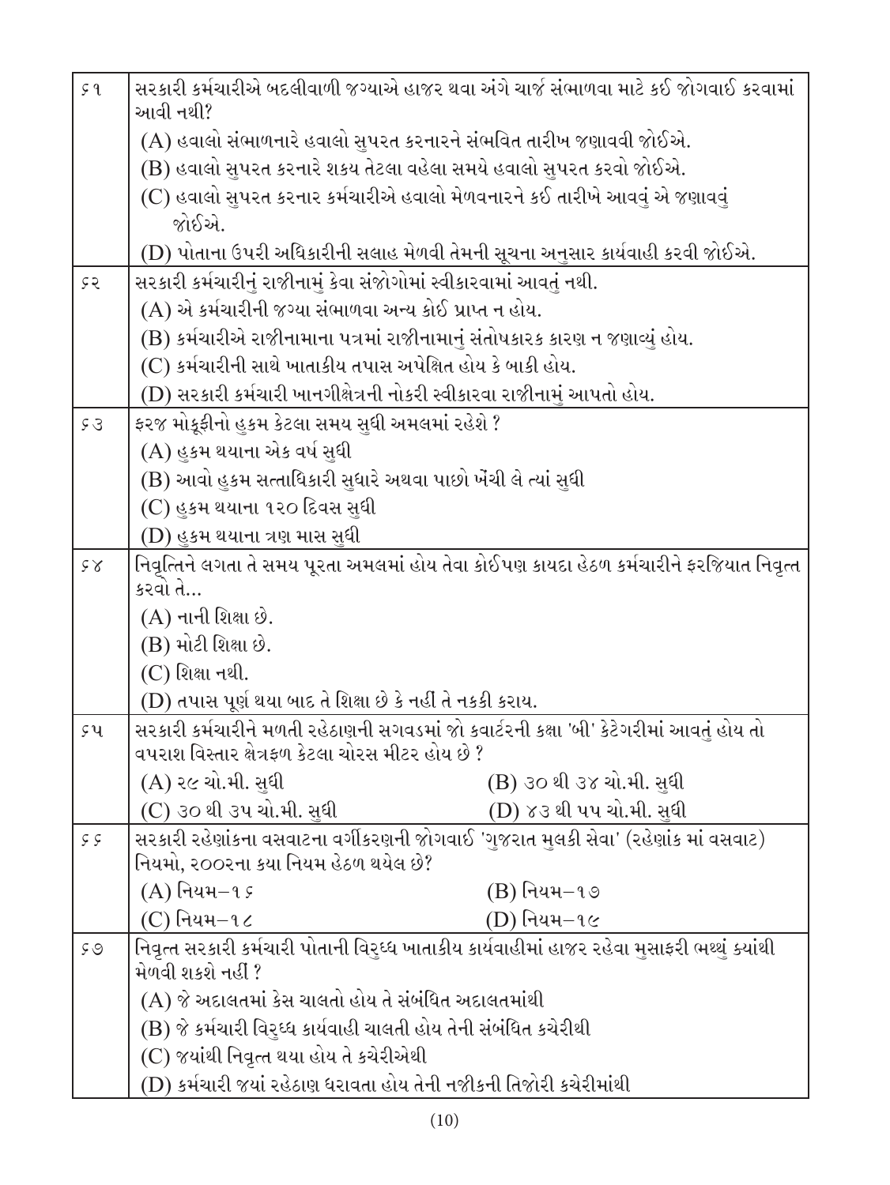| | |
|---|---|
| ૬૧ | સરકારી કર્મચારીએ બદલીવાળી જગ્યાએ હાજર થવા અંગે ચાર્જ સંભાળવા માટે કઈ જોગવાઈ કરવામાં આવી નથી?<br>(A) હવાલો સંભાળનારે હવાલો સુપરત કરનારને સંભવિત તારીખ જણાવવી જોઈએ.<br>(B) હવાલો સુપરત કરનારે શક્ય તેટલા વહેલા સમયે હવાલો સુપરત કરવો જોઈએ.<br>(C) હવાલો સુપરત કરનાર કર્મચારીએ હવાલો મેળવનારને કઈ તારીખે આવવું એ જણાવવું જોઈએ.<br>(D) પોતાના ઉપરી અધિકારીની સલાહ મેળવી તેમની સૂચના અનુસાર કાર્યવાહી કરવી જોઈએ. |
| ૬૨ | સરકારી કર્મચારીનું રાજીનામું કેવા સંજોગોમાં સ્વીકારવામાં આવતું નથી.<br>(A) એ કર્મચારીની જગ્યા સંભાળવા અન્ય કોઈ પ્રાપ્ત ન હોય.<br>(B) કર્મચારીએ રાજીનામાના પત્રમાં રાજીનામાનું સંતોષકારક કારણ ન જણાવ્યું હોય.<br>(C) કર્મચારીની સાથે ખાતાકીય તપાસ અપેક્ષિત હોય કે બાકી હોય.<br>(D) સરકારી કર્મચારી ખાનગીક્ષેત્રની નોકરી સ્વીકારવા રાજીનામું આપતો હોય. |
| ૬૩ | ફરજ મોકૂફીનો હુકમ કેટલા સમય સુધી અમલમાં રહેશે ?<br>(A) હુકમ થયાના એક વર્ષ સુધી<br>(B) આવો હુકમ સત્તાધિકારી સુધારે અથવા પાછો ખેંચી લે ત્યાં સુધી<br>(C) હુકમ થયાના ૧૨૦ દિવસ સુધી<br>(D) હુકમ થયાના ત્રણ માસ સુધી |
| ૬૪ | નિવૃત્તિને લગતા તે સમય પૂરતા અમલમાં હોય તેવા કોઈપણ કાયદા હેઠળ કર્મચારીને ફરજિયાત નિવૃત્ત કરવો તે...<br>(A) નાની શિક્ષા છે.<br>(B) મોટી શિક્ષા છે.<br>(C) શિક્ષા નથી.<br>(D) તપાસ પૂર્ણ થયા બાદ તે શિક્ષા છે કે નહીં તે નક્કી કરાય. |
| ૬૫ | સરકારી કર્મચારીને મળતી રહેઠાણની સગવડમાં જો કવાર્ટરની કક્ષા 'બી' કેટેગરીમાં આવતું હોય તો વપરાશ વિસ્તાર ક્ષેત્રફળ કેટલા ચોરસ મીટર હોય છે ?<br>(A) ૨૯ ચો.મી. સુધી (B) ૩૦ થી ૩૪ ચો.મી. સુધી<br>(C) ૩૦ થી ૩૫ ચો.મી. સુધી (D) ૪૩ થી ૫૫ ચો.મી. સુધી |
| ૬૬ | સરકારી રહેણાંકના વસવાટના વર્ગીકરણની જોગવાઈ 'ગુજરાત મુલકી સેવા' (રહેણાંક માં વસવાટ) નિયમો, ૨૦૦૨ના કયા નિયમ હેઠળ થયેલ છે?<br>(A) નિયમ–૧૬ (B) નિયમ–૧૭<br>(C) નિયમ–૧૮ (D) નિયમ–૧૯ |
| ૬૭ | નિવૃત્ત સરકારી કર્મચારી પોતાની વિરુધ્ધ ખાતાકીય કાર્યવાહીમાં હાજર રહેવા મુસાફરી ભથ્થું ક્યાંથી મેળવી શકશે નહીં ?<br>(A) જે અદાલતમાં કેસ ચાલતો હોય તે સંબંધિત અદાલતમાંથી<br>(B) જે કર્મચારી વિરુધ્ધ કાર્યવાહી ચાલતી હોય તેની સંબંધિત કચેરીથી<br>(C) જયાંથી નિવૃત્ત થયા હોય તે કચેરીએથી<br>(D) કર્મચારી જયાં રહેઠાણ ધરાવતા હોય તેની નજીકની તિજોરી કચેરીમાંથી |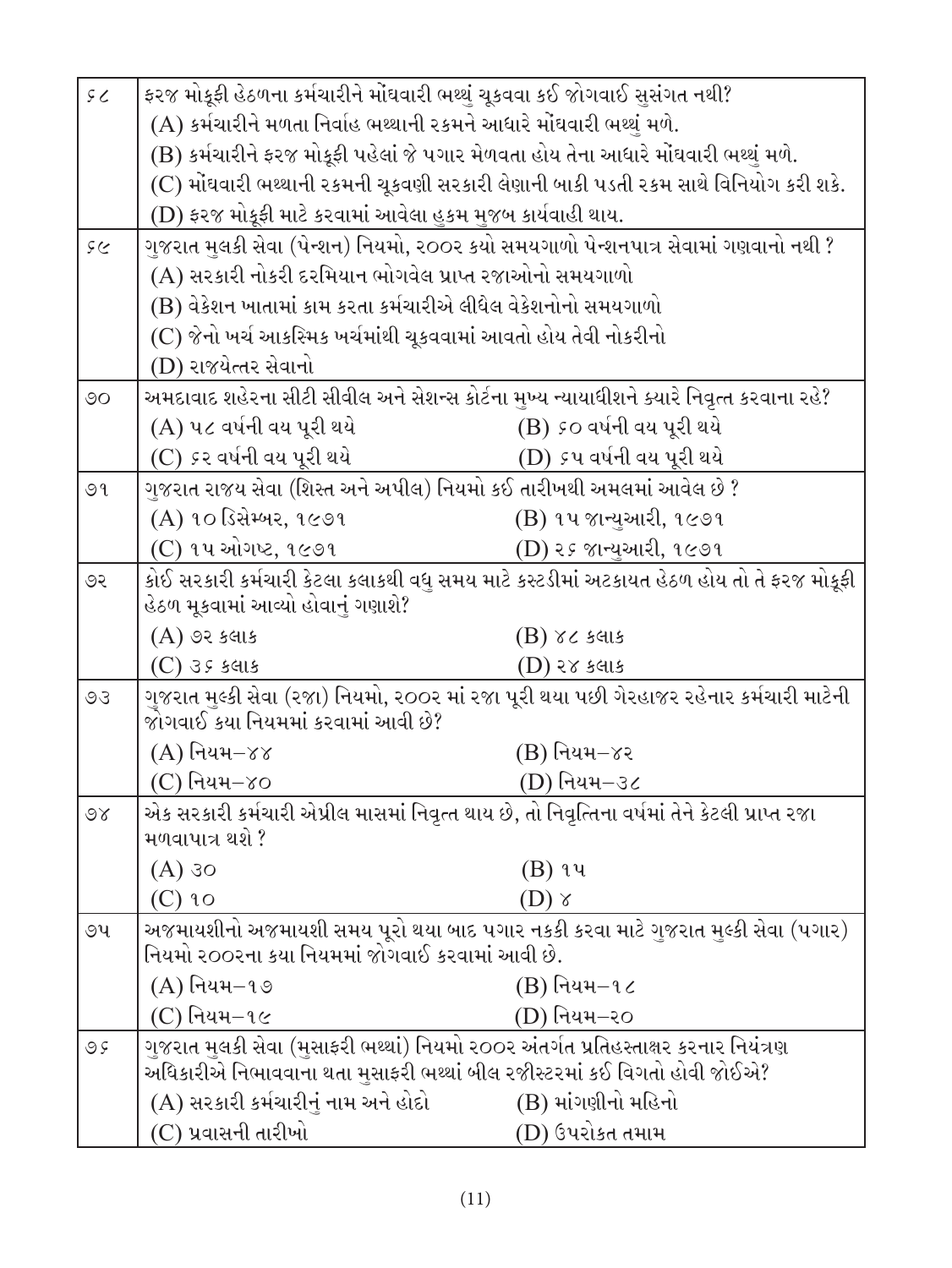**૬૮** ફરજ મોકૂફી હેઠળના કર્મચારીને મોંઘવારી ભથ્થું ચૂકવવા કઈ જોગવાઈ સુસંગત નથી?

(A) કર્મચારીને મળતા નિર્વાહ ભથ્થાની રકમને આધારે મોંઘવારી ભથ્થું મળે.

(B) કર્મચારીને ફરજ મોકૂફી પહેલાં જે પગાર મેળવતા હોય તેના આધારે મોંઘવારી ભથ્થું મળે.

(C) મોંઘવારી ભથ્થાની રકમની ચૂકવણી સરકારી લેણાની બાકી પડતી રકમ સાથે વિનિયોગ કરી શકે.

(D) ફરજ મોકૂફી માટે કરવામાં આવેલા હુકમ મુજબ કાર્યવાહી થાય.

**૬૯** ગુજરાત મુલકી સેવા (પેન્શન) નિયમો, ૨૦૦૨ કયો સમયગાળો પેન્શનપાત્ર સેવામાં ગણવાનો નથી ?

(A) સરકારી નોકરી દરમિયાન ભોગવેલ પ્રાપ્ત રજાઓનો સમયગાળો

(B) વેકેશન ખાતામાં કામ કરતા કર્મચારીએ લીધેલ વેકેશનોનો સમયગાળો

(C) જેનો ખર્ચ આકસ્મિક ખર્ચમાંથી ચૂકવવામાં આવતો હોય તેવી નોકરીનો

(D) રાજયેત્તર સેવાનો

**૭૦** અમદાવાદ શહેરના સીટી સીવીલ અને સેશન્સ કોર્ટના મુખ્ય ન્યાયાધીશને ક્યારે નિવૃત્ત કરવાના રહે?

(A) ૫૮ વર્ષની વય પૂરી થયે
(B) ૬૦ વર્ષની વય પૂરી થયે
(C) ૬૨ વર્ષની વય પૂરી થયે
(D) ૬૫ વર્ષની વય પૂરી થયે

**૭૧** ગુજરાત રાજય સેવા (શિસ્ત અને અપીલ) નિયમો કઈ તારીખથી અમલમાં આવેલ છે ?

(A) ૧૦ ડિસેમ્બર, ૧૯૭૧
(B) ૧૫ જાન્યુઆરી, ૧૯૭૧
(C) ૧૫ ઓગષ્ટ, ૧૯૭૧
(D) ૨૬ જાન્યુઆરી, ૧૯૭૧

**૭૨** કોઈ સરકારી કર્મચારી કેટલા કલાકથી વધુ સમય માટે કસ્ટડીમાં અટકાયત હેઠળ હોય તો તે ફરજ મોકૂફી હેઠળ મૂકવામાં આવ્યો હોવાનું ગણાશે?

(A) ૭૨ કલાક
(B) ૪૮ કલાક
(C) ૩૬ કલાક
(D) ૨૪ કલાક

**૭૩** ગુજરાત મુલ્કી સેવા (રજા) નિયમો, ૨૦૦૨ માં રજા પૂરી થયા પછી ગેરહાજર રહેનાર કર્મચારી માટેની જોગવાઈ કયા નિયમમાં કરવામાં આવી છે?

(A) નિયમ–૪૪
(B) નિયમ–૪૨
(C) નિયમ–૪૦
(D) નિયમ–૩૮

**૭૪** એક સરકારી કર્મચારી એપ્રીલ માસમાં નિવૃત્ત થાય છે, તો નિવૃત્તિના વર્ષમાં તેને કેટલી પ્રાપ્ત રજા મળવાપાત્ર થશે ?

(A) ૩૦
(B) ૧૫
(C) ૧૦
(D) ૪

**૭૫** અજમાયશીનો અજમાયશી સમય પૂરો થયા બાદ પગાર નકકી કરવા માટે ગુજરાત મુલ્કી સેવા (પગાર) નિયમો ૨૦૦૨ના કયા નિયમમાં જોગવાઈ કરવામાં આવી છે.

(A) નિયમ–૧૭
(B) નિયમ–૧૮
(C) નિયમ–૧૯
(D) નિયમ–૨૦

**૭૬** ગુજરાત મુલકી સેવા (મુસાફરી ભથ્થાં) નિયમો ૨૦૦૨ અંતર્ગત પ્રતિહસ્તાક્ષર કરનાર નિયંત્રણ અધિકારીએ નિભાવવાના થતા મુસાફરી ભથ્થાં બીલ રજીસ્ટરમાં કઈ વિગતો હોવી જોઈએ?

(A) સરકારી કર્મચારીનું નામ અને હોદો
(B) માંગણીનો મહિનો
(C) પ્રવાસની તારીખો
(D) ઉપરોકત તમામ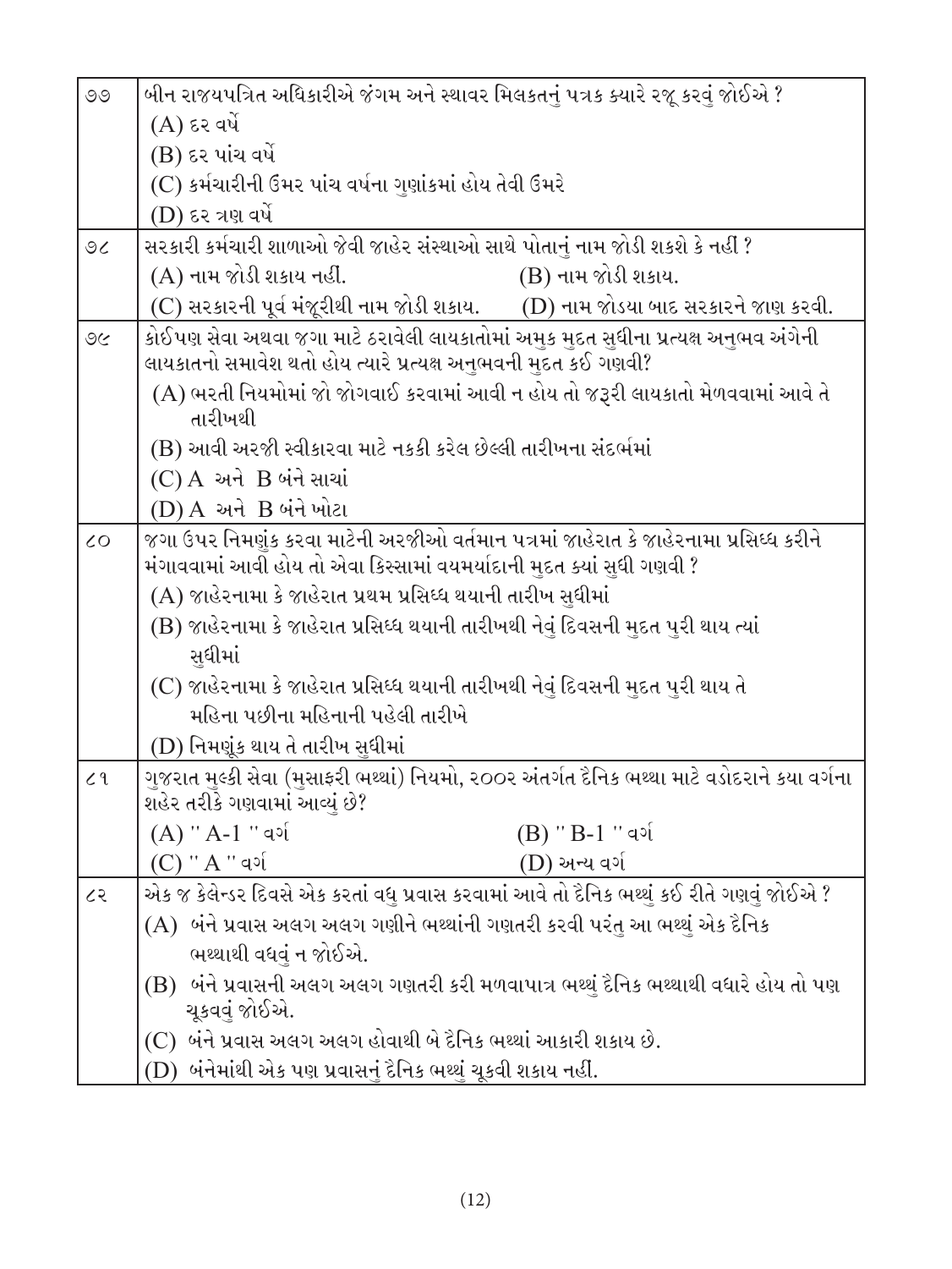| ૭૭ | બીન રાજયપત્રિત અધિકારીએ જંગમ અને સ્થાવર મિલકતનું પત્રક ક્યારે રજૂ કરવું જોઈએ ?<br>(A) દર વર્ષે<br>(B) દર પાંચ વર્ષે<br>(C) કર્મચારીની ઉંમર પાંચ વર્ષના ગુણાંકમાં હોય તેવી ઉંમરે<br>(D) દર ત્રણ વર્ષે |
|---|---|
| ૭૮ | સરકારી કર્મચારી શાળાઓ જેવી જાહેર સંસ્થાઓ સાથે પોતાનું નામ જોડી શકશે કે નહીં ?<br>(A) નામ જોડી શકાય નહીં. (B) નામ જોડી શકાય.<br>(C) સરકારની પૂર્વ મંજૂરીથી નામ જોડી શકાય. (D) નામ જોડયા બાદ સરકારને જાણ કરવી. |
| ૭૯ | કોઈપણ સેવા અથવા જગા માટે ઠરાવેલી લાયકાતોમાં અમુક મુદત સુધીના પ્રત્યક્ષ અનુભવ અંગેની લાયકાતનો સમાવેશ થતો હોય ત્યારે પ્રત્યક્ષ અનુભવની મુદત કઈ ગણવી?<br>(A) ભરતી નિયમોમાં જો જોગવાઈ કરવામાં આવી ન હોય તો જરૂરી લાયકાતો મેળવવામાં આવે તે તારીખથી<br>(B) આવી અરજી સ્વીકારવા માટે નકકી કરેલ છેલ્લી તારીખના સંદર્ભમાં<br>(C) A અને B બંને સાચાં<br>(D) A અને B બંને ખોટા |
| ૮૦ | જગા ઉપર નિમણૂંક કરવા માટેની અરજીઓ વર્તમાન પત્રમાં જાહેરાત કે જાહેરનામા પ્રસિધ્ધ કરીને મંગાવવામાં આવી હોય તો એવા કિસ્સામાં વયમર્યાદાની મુદત ક્યાં સુધી ગણવી ?<br>(A) જાહેરનામા કે જાહેરાત પ્રથમ પ્રસિધ્ધ થયાની તારીખ સુધીમાં<br>(B) જાહેરનામા કે જાહેરાત પ્રસિધ્ધ થયાની તારીખથી નેવું દિવસની મુદત પુરી થાય ત્યાં સુધીમાં<br>(C) જાહેરનામા કે જાહેરાત પ્રસિધ્ધ થયાની તારીખથી નેવું દિવસની મુદત પુરી થાય તે મહિના પછીના મહિનાની પહેલી તારીખે<br>(D) નિમણૂંક થાય તે તારીખ સુધીમાં |
| ૮૧ | ગુજરાત મુલ્કી સેવા (મુસાફરી ભથ્થાં) નિયમો, ૨૦૦૨ અંતર્ગત દૈનિક ભથ્થા માટે વડોદરાને કયા વર્ગના શહેર તરીકે ગણવામાં આવ્યું છે?<br>(A) " A-1 " વર્ગ (B) " B-1 " વર્ગ<br>(C) " A " વર્ગ (D) અન્ય વર્ગ |
| ૮૨ | એક જ કેલેન્ડર દિવસે એક કરતાં વધુ પ્રવાસ કરવામાં આવે તો દૈનિક ભથ્થું કઈ રીતે ગણવું જોઈએ ?<br>(A) બંને પ્રવાસ અલગ અલગ ગણીને ભથ્થાંની ગણતરી કરવી પરંતુ આ ભથ્થું એક દૈનિક ભથ્થાથી વધવું ન જોઈએ.<br>(B) બંને પ્રવાસની અલગ અલગ ગણતરી કરી મળવાપાત્ર ભથ્થું દૈનિક ભથ્થાથી વધારે હોય તો પણ ચૂકવવું જોઈએ.<br>(C) બંને પ્રવાસ અલગ અલગ હોવાથી બે દૈનિક ભથ્થાં આકારી શકાય છે.<br>(D) બંનેમાંથી એક પણ પ્રવાસનું દૈનિક ભથ્થું ચૂકવી શકાય નહીં. |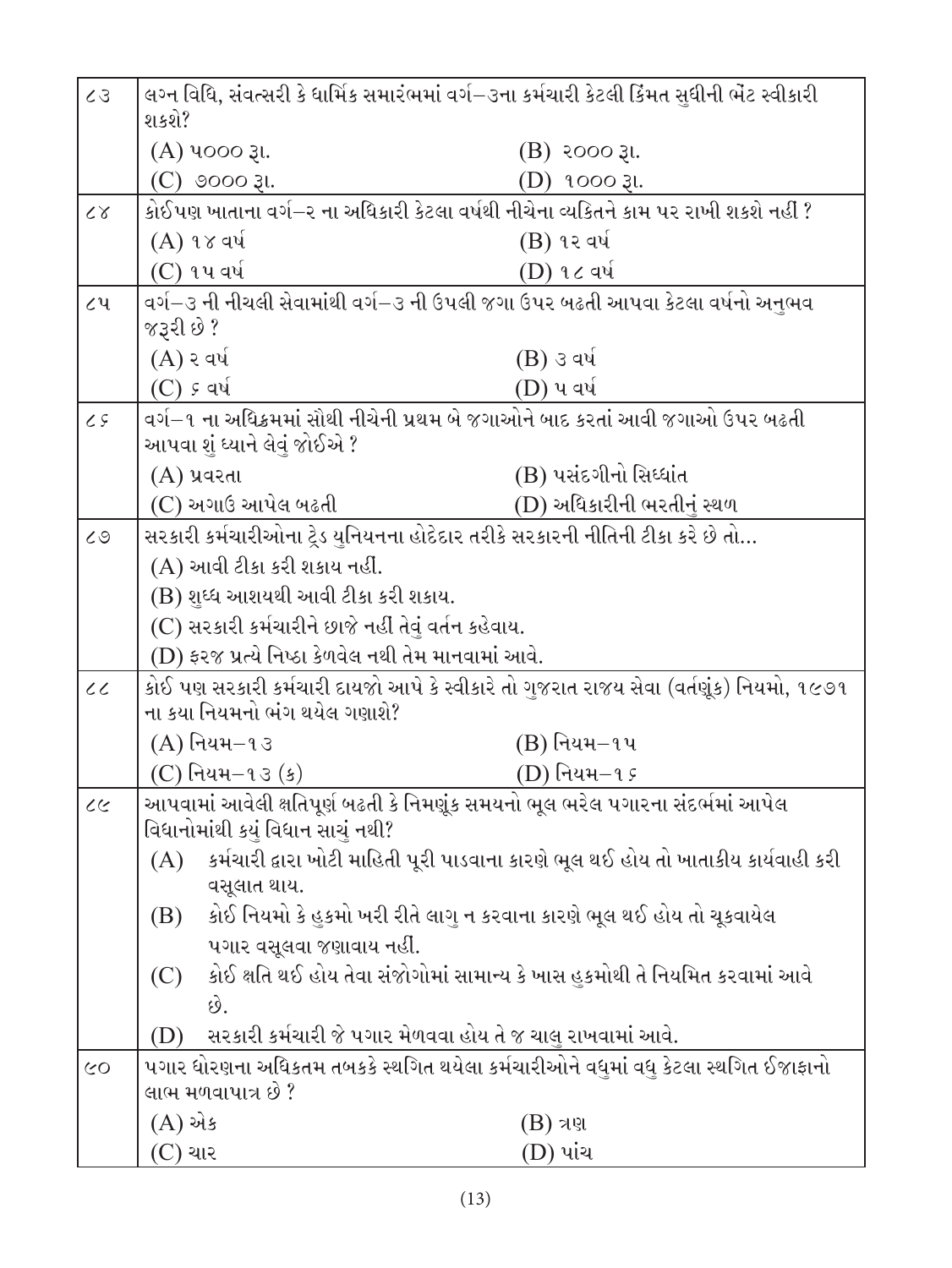| ૮૩ | લગ્ન વિધિ, સંવત્સરી કે ધાર્મિક સમારંભમાં વર્ગ–૩ના કર્મચારી કેટલી કિંમત સુધીની ભેંટ સ્વીકારી શકશે? | |
|---|---|---|
| | (A) ૫૦૦૦ રૂા. | (B) ૨૦૦૦ રૂા. |
| | (C) ૭૦૦૦ રૂા. | (D) ૧૦૦૦ રૂા. |
| ૮૪ | કોઈપણ ખાતાના વર્ગ–૨ ના અધિકારી કેટલા વર્ષથી નીચેના વ્યક્તિને કામ પર રાખી શકશે નહીં ? | |
| | (A) ૧૪ વર્ષ | (B) ૧૨ વર્ષ |
| | (C) ૧૫ વર્ષ | (D) ૧૮ વર્ષ |
| ૮૫ | વર્ગ–૩ ની નીચલી સેવામાંથી વર્ગ–૩ ની ઉપલી જગા ઉપર બઢતી આપવા કેટલા વર્ષનો અનુભવ જરૂરી છે ? | |
| | (A) ૨ વર્ષ | (B) ૩ વર્ષ |
| | (C) ૬ વર્ષ | (D) ૫ વર્ષ |
| ૮૬ | વર્ગ–૧ ના અધિક્રમમાં સૌથી નીચેની પ્રથમ બે જગાઓને બાદ કરતાં આવી જગાઓ ઉપર બઢતી આપવા શું ધ્યાને લેવું જોઈએ ? | |
| | (A) પ્રવરતા | (B) પસંદગીનો સિધ્ધાંત |
| | (C) અગાઉ આપેલ બઢતી | (D) અધિકારીની ભરતીનું સ્થળ |
| ૮૭ | સરકારી કર્મચારીઓના ટ્રેડ યુનિયનના હોદેદાર તરીકે સરકારની નીતિની ટીકા કરે છે તો... | |
| | (A) આવી ટીકા કરી શકાય નહીં. | |
| | (B) શુધ્ધ આશયથી આવી ટીકા કરી શકાય. | |
| | (C) સરકારી કર્મચારીને છાજે નહીં તેવું વર્તન કહેવાય. | |
| | (D) ફરજ પ્રત્યે નિષ્ઠા કેળવેલ નથી તેમ માનવામાં આવે. | |
| ૮૮ | કોઈ પણ સરકારી કર્મચારી દાયજો આપે કે સ્વીકારે તો ગુજરાત રાજય સેવા (વર્તણૂંક) નિયમો, ૧૯૭૧ ના કયા નિયમનો ભંગ થયેલ ગણાશે? | |
| | (A) નિયમ–૧૩ | (B) નિયમ–૧૫ |
| | (C) નિયમ–૧૩ (ક) | (D) નિયમ–૧૬ |
| ૮૯ | આપવામાં આવેલી ક્ષતિપૂર્ણ બઢતી કે નિમણૂંક સમયનો ભૂલ ભરેલ પગારના સંદર્ભમાં આપેલ વિધાનોમાંથી કયું વિધાન સાચું નથી? | |
| | (A) કર્મચારી દ્વારા ખોટી માહિતી પૂરી પાડવાના કારણે ભૂલ થઈ હોય તો ખાતાકીય કાર્યવાહી કરી વસૂલાત થાય. | |
| | (B) કોઈ નિયમો કે હુકમો ખરી રીતે લાગુ ન કરવાના કારણે ભૂલ થઈ હોય તો ચૂકવાયેલ પગાર વસૂલવા જણાવાય નહીં. | |
| | (C) કોઈ ક્ષતિ થઈ હોય તેવા સંજોગોમાં સામાન્ય કે ખાસ હુકમોથી તે નિયમિત કરવામાં આવે છે. | |
| | (D) સરકારી કર્મચારી જે પગાર મેળવવા હોય તે જ ચાલુ રાખવામાં આવે. | |
| ૯૦ | પગાર ધોરણના અધિકતમ તબકકે સ્થગિત થયેલા કર્મચારીઓને વધુમાં વધુ કેટલા સ્થગિત ઈજાફાનો લાભ મળવાપાત્ર છે ? | |
| | (A) એક | (B) ત્રણ |
| | (C) ચાર | (D) પાંચ |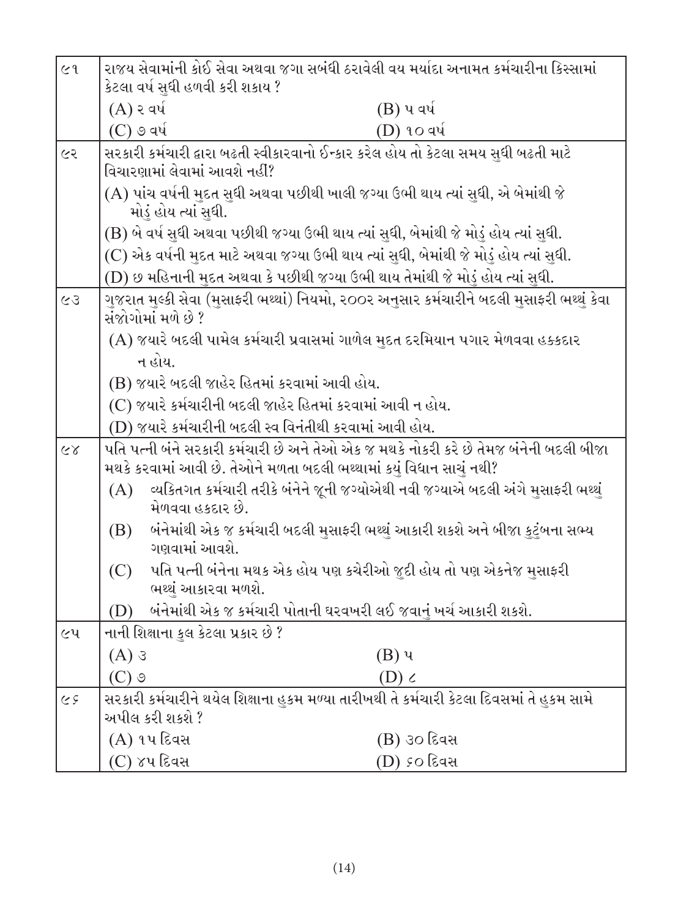| | |
|---|---|
| ૯૧ | રાજય સેવામાંની કોઈ સેવા અથવા જગા સબંધી ઠરાવેલી વય મર્યાદા અનામત કર્મચારીના કિસ્સામાં કેટલા વર્ષ સુધી હળવી કરી શકાય ?<br>(A) ૨ વર્ષ (B) ૫ વર્ષ<br>(C) ૭ વર્ષ (D) ૧૦ વર્ષ |
| ૯૨ | સરકારી કર્મચારી દ્વારા બઢતી સ્વીકારવાનો ઈન્કાર કરેલ હોય તો કેટલા સમય સુધી બઢતી માટે વિચારણામાં લેવામાં આવશે નહીં?<br>(A) પાંચ વર્ષની મુદત સુધી અથવા પછીથી ખાલી જગ્યા ઉભી થાય ત્યાં સુધી, એ બેમાંથી જે મોડું હોય ત્યાં સુધી.<br>(B) બે વર્ષ સુધી અથવા પછીથી જગ્યા ઉભી થાય ત્યાં સુધી, બેમાંથી જે મોડું હોય ત્યાં સુધી.<br>(C) એક વર્ષની મુદત માટે અથવા જગ્યા ઉભી થાય ત્યાં સુધી, બેમાંથી જે મોડું હોય ત્યાં સુધી.<br>(D) છ મહિનાની મુદત અથવા કે પછીથી જગ્યા ઉભી થાય તેમાંથી જે મોડું હોય ત્યાં સુધી. |
| ૯૩ | ગુજરાત મુલ્કી સેવા (મુસાફરી ભથ્થાં) નિયમો, ૨૦૦૨ અનુસાર કર્મચારીને બદલી મુસાફરી ભથ્થું કેવા સંજોગોમાં મળે છે ?<br>(A) જયારે બદલી પામેલ કર્મચારી પ્રવાસમાં ગાળેલ મુદત દરમિયાન પગાર મેળવવા હક્કદાર ન હોય.<br>(B) જયારે બદલી જાહેર હિતમાં કરવામાં આવી હોય.<br>(C) જયારે કર્મચારીની બદલી જાહેર હિતમાં કરવામાં આવી ન હોય.<br>(D) જયારે કર્મચારીની બદલી સ્વ વિનંતીથી કરવામાં આવી હોય. |
| ૯૪ | પતિ પત્ની બંને સરકારી કર્મચારી છે અને તેઓ એક જ મથકે નોકરી કરે છે તેમજ બંનેની બદલી બીજા મથકે કરવામાં આવી છે. તેઓને મળતા બદલી ભથ્થામાં કયું વિધાન સાચું નથી?<br>(A) વ્યકિતગત કર્મચારી તરીકે બંનેને જૂની જગ્યાએથી નવી જગ્યાએ બદલી અંગે મુસાફરી ભથ્થું મેળવવા હકદાર છે.<br>(B) બંનેમાંથી એક જ કર્મચારી બદલી મુસાફરી ભથ્થું આકારી શકશે અને બીજા કુટુંબના સભ્ય ગણવામાં આવશે.<br>(C) પતિ પત્ની બંનેના મથક એક હોય પણ કચેરીઓ જુદી હોય તો પણ એકનેજ મુસાફરી ભથ્થું આકારવા મળશે.<br>(D) બંનેમાંથી એક જ કર્મચારી પોતાની ઘરવખરી લઈ જવાનું ખર્ચ આકારી શકશે. |
| ૯૫ | નાની શિક્ષાના કુલ કેટલા પ્રકાર છે ?<br>(A) ૩ (B) ૫<br>(C) ૭ (D) ૮ |
| ૯૬ | સરકારી કર્મચારીને થયેલ શિક્ષાના હુકમ મળ્યા તારીખથી તે કર્મચારી કેટલા દિવસમાં તે હુકમ સામે અપીલ કરી શકશે ?<br>(A) ૧૫ દિવસ (B) ૩૦ દિવસ<br>(C) ૪૫ દિવસ (D) ૬૦ દિવસ |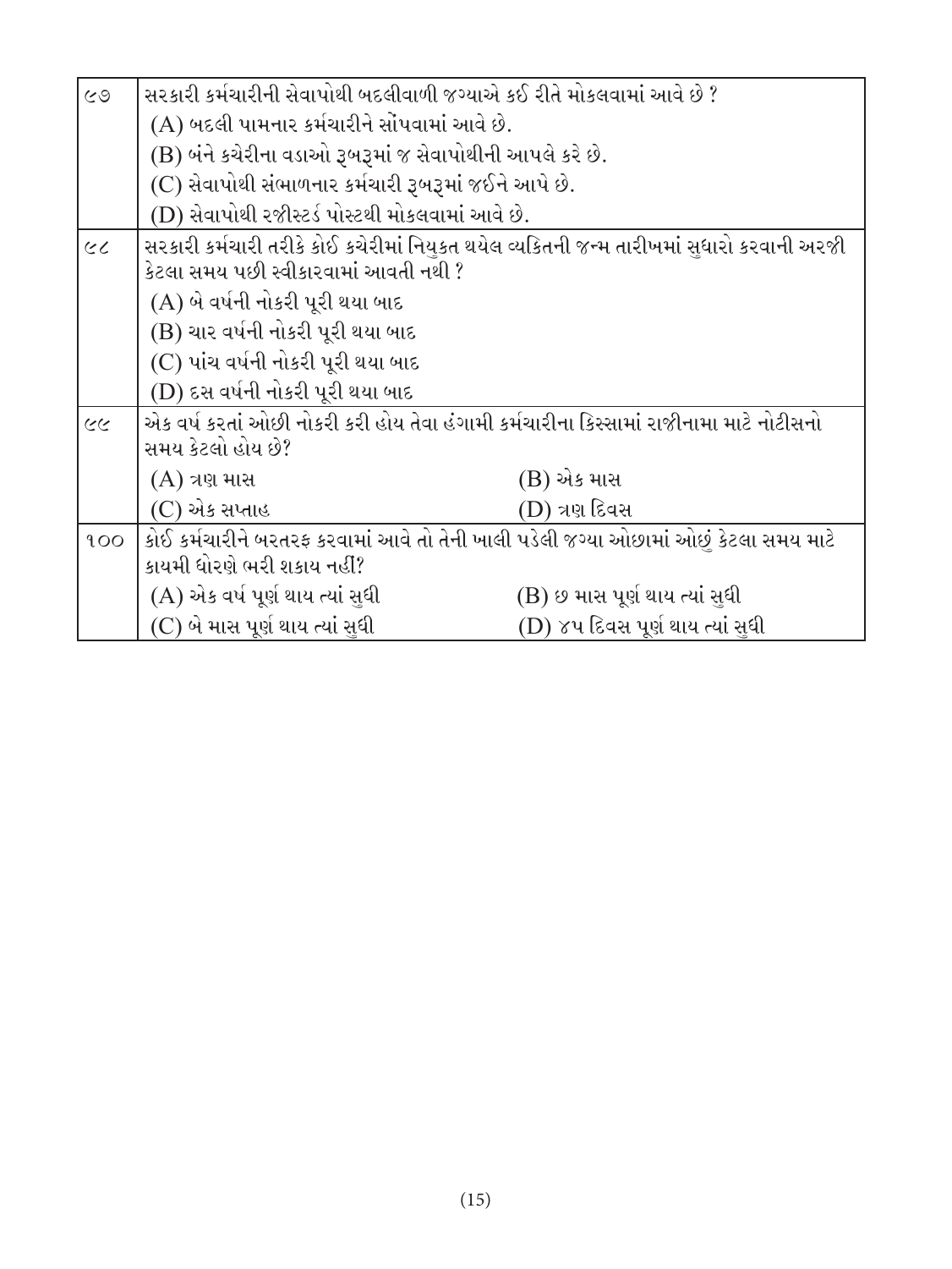| | |
|---|---|
| ૯૭ | સરકારી કર્મચારીની સેવાપોથી બદલીવાળી જગ્યાએ કઈ રીતે મોકલવામાં આવે છે ?<br>(A) બદલી પામનાર કર્મચારીને સોંપવામાં આવે છે.<br>(B) બંને કચેરીના વડાઓ રૂબરૂમાં જ સેવાપોથીની આપલે કરે છે.<br>(C) સેવાપોથી સંભાળનાર કર્મચારી રૂબરૂમાં જઈને આપે છે.<br>(D) સેવાપોથી રજીસ્ટર્ડ પોસ્ટથી મોકલવામાં આવે છે. |
| ૯૮ | સરકારી કર્મચારી તરીકે કોઈ કચેરીમાં નિયુક્ત થયેલ વ્યક્તિની જન્મ તારીખમાં સુધારો કરવાની અરજી કેટલા સમય પછી સ્વીકારવામાં આવતી નથી ?<br>(A) બે વર્ષની નોકરી પૂરી થયા બાદ<br>(B) ચાર વર્ષની નોકરી પૂરી થયા બાદ<br>(C) પાંચ વર્ષની નોકરી પૂરી થયા બાદ<br>(D) દસ વર્ષની નોકરી પૂરી થયા બાદ |
| ૯૯ | એક વર્ષ કરતાં ઓછી નોકરી કરી હોય તેવા હંગામી કર્મચારીના કિસ્સામાં રાજીનામા માટે નોટીસનો સમય કેટલો હોય છે?<br>(A) ત્રણ માસ (B) એક માસ<br>(C) એક સપ્તાહ (D) ત્રણ દિવસ |
| ૧૦૦ | કોઈ કર્મચારીને બરતરફ કરવામાં આવે તો તેની ખાલી પડેલી જગ્યા ઓછામાં ઓછું કેટલા સમય માટે કાયમી ધોરણે ભરી શકાય નહીં?<br>(A) એક વર્ષ પૂર્ણ થાય ત્યાં સુધી (B) છ માસ પૂર્ણ થાય ત્યાં સુધી<br>(C) બે માસ પૂર્ણ થાય ત્યાં સુધી (D) ૪૫ દિવસ પૂર્ણ થાય ત્યાં સુધી |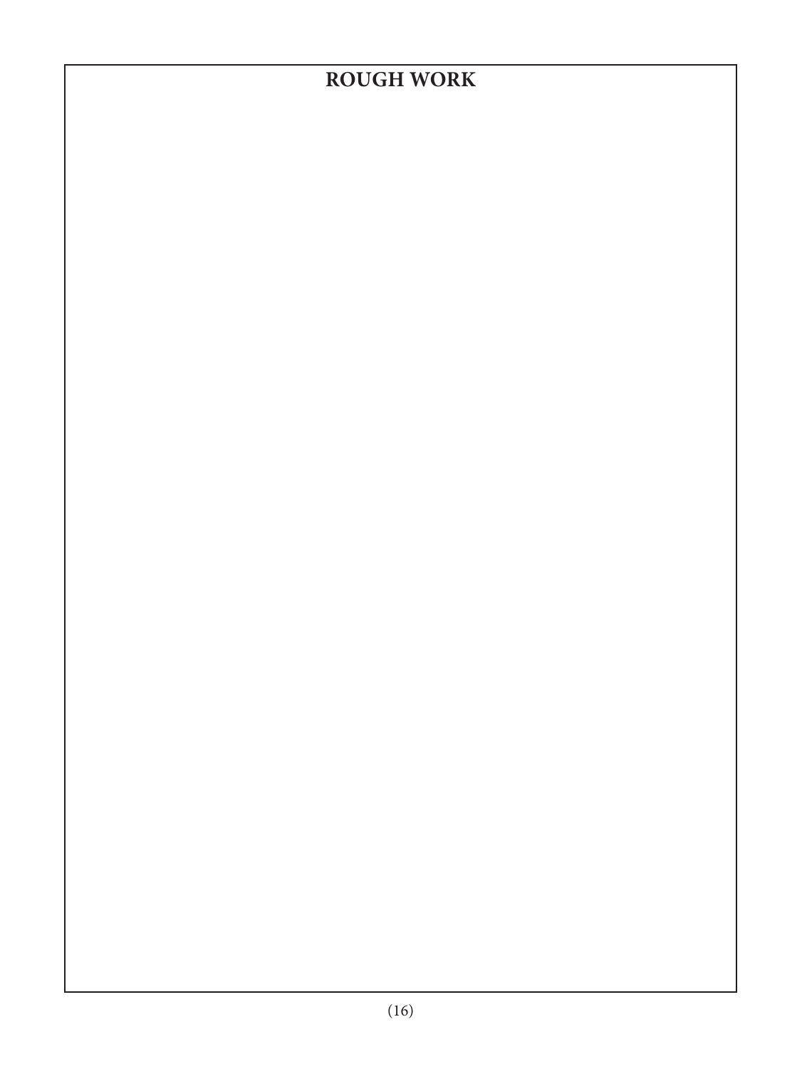# ROUGH WORK